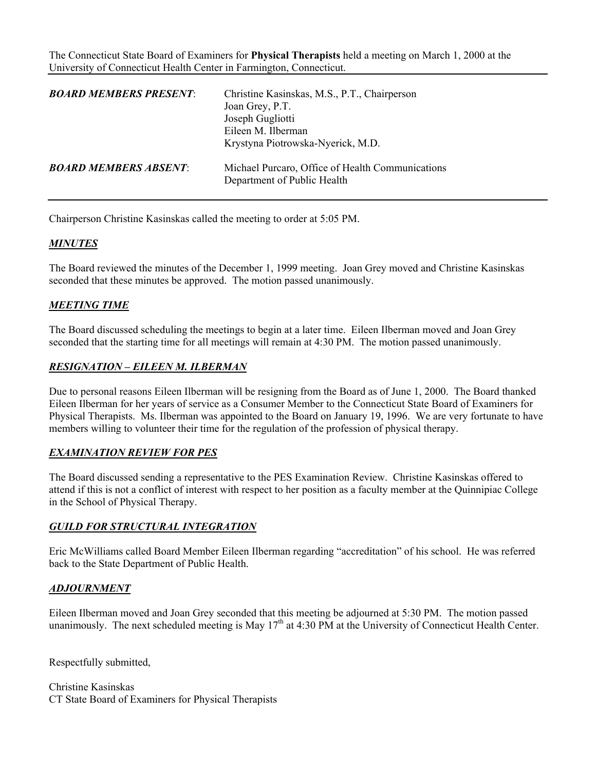The Connecticut State Board of Examiners for **Physical Therapists** held a meeting on March 1, 2000 at the University of Connecticut Health Center in Farmington, Connecticut.

---

| | |
|---|---|
| ***BOARD MEMBERS PRESENT*:** | Christine Kasinskas, M.S., P.T., Chairperson<br>Joan Grey, P.T.<br>Joseph Gugliotti<br>Eileen M. Ilberman<br>Krystyna Piotrowska-Nyerick, M.D. |
| ***BOARD MEMBERS ABSENT*:** | Michael Purcaro, Office of Health Communications<br>Department of Public Health |

---

Chairperson Christine Kasinskas called the meeting to order at 5:05 PM.

***MINUTES***

The Board reviewed the minutes of the December 1, 1999 meeting. Joan Grey moved and Christine Kasinskas seconded that these minutes be approved. The motion passed unanimously.

***MEETING TIME***

The Board discussed scheduling the meetings to begin at a later time. Eileen Ilberman moved and Joan Grey seconded that the starting time for all meetings will remain at 4:30 PM. The motion passed unanimously.

***RESIGNATION – EILEEN M. ILBERMAN***

Due to personal reasons Eileen Ilberman will be resigning from the Board as of June 1, 2000. The Board thanked Eileen Ilberman for her years of service as a Consumer Member to the Connecticut State Board of Examiners for Physical Therapists. Ms. Ilberman was appointed to the Board on January 19, 1996. We are very fortunate to have members willing to volunteer their time for the regulation of the profession of physical therapy.

***EXAMINATION REVIEW FOR PES***

The Board discussed sending a representative to the PES Examination Review. Christine Kasinskas offered to attend if this is not a conflict of interest with respect to her position as a faculty member at the Quinnipiac College in the School of Physical Therapy.

***GUILD FOR STRUCTURAL INTEGRATION***

Eric McWilliams called Board Member Eileen Ilberman regarding "accreditation" of his school. He was referred back to the State Department of Public Health.

***ADJOURNMENT***

Eileen Ilberman moved and Joan Grey seconded that this meeting be adjourned at 5:30 PM. The motion passed unanimously. The next scheduled meeting is May 17th at 4:30 PM at the University of Connecticut Health Center.

Respectfully submitted,

Christine Kasinskas
CT State Board of Examiners for Physical Therapists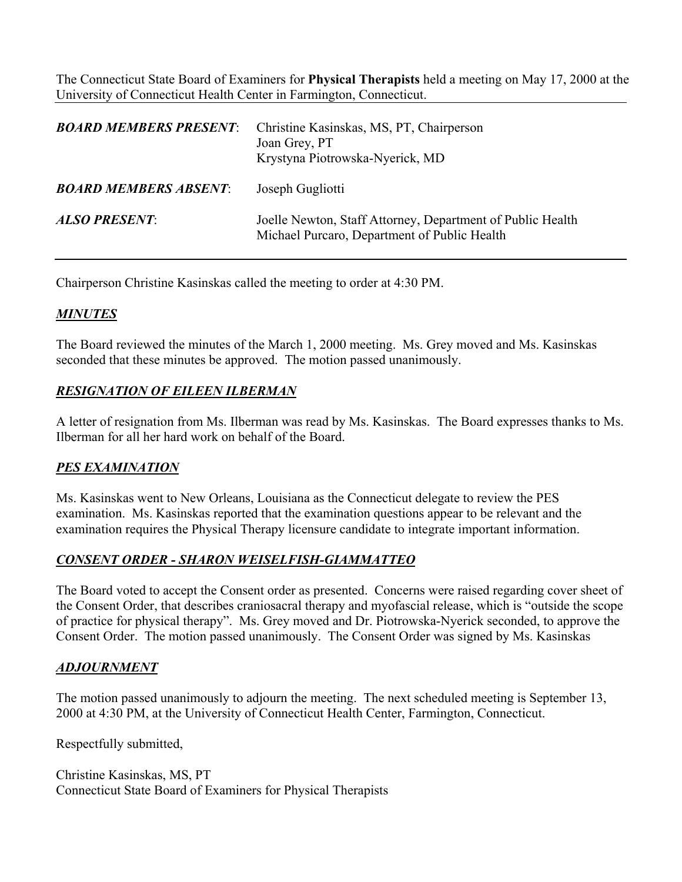The Connecticut State Board of Examiners for **Physical Therapists** held a meeting on May 17, 2000 at the University of Connecticut Health Center in Farmington, Connecticut.

| | |
|---|---|
| ***BOARD MEMBERS PRESENT***: | Christine Kasinskas, MS, PT, Chairperson<br>Joan Grey, PT<br>Krystyna Piotrowska-Nyerick, MD |
| ***BOARD MEMBERS ABSENT***: | Joseph Gugliotti |
| ***ALSO PRESENT***: | Joelle Newton, Staff Attorney, Department of Public Health<br>Michael Purcaro, Department of Public Health |

Chairperson Christine Kasinskas called the meeting to order at 4:30 PM.

## ***MINUTES***

The Board reviewed the minutes of the March 1, 2000 meeting. Ms. Grey moved and Ms. Kasinskas seconded that these minutes be approved. The motion passed unanimously.

## ***RESIGNATION OF EILEEN ILBERMAN***

A letter of resignation from Ms. Ilberman was read by Ms. Kasinskas. The Board expresses thanks to Ms. Ilberman for all her hard work on behalf of the Board.

## ***PES EXAMINATION***

Ms. Kasinskas went to New Orleans, Louisiana as the Connecticut delegate to review the PES examination. Ms. Kasinskas reported that the examination questions appear to be relevant and the examination requires the Physical Therapy licensure candidate to integrate important information.

## ***CONSENT ORDER - SHARON WEISELFISH-GIAMMATTEO***

The Board voted to accept the Consent order as presented. Concerns were raised regarding cover sheet of the Consent Order, that describes craniosacral therapy and myofascial release, which is "outside the scope of practice for physical therapy". Ms. Grey moved and Dr. Piotrowska-Nyerick seconded, to approve the Consent Order. The motion passed unanimously. The Consent Order was signed by Ms. Kasinskas

## ***ADJOURNMENT***

The motion passed unanimously to adjourn the meeting. The next scheduled meeting is September 13, 2000 at 4:30 PM, at the University of Connecticut Health Center, Farmington, Connecticut.

Respectfully submitted,

Christine Kasinskas, MS, PT
Connecticut State Board of Examiners for Physical Therapists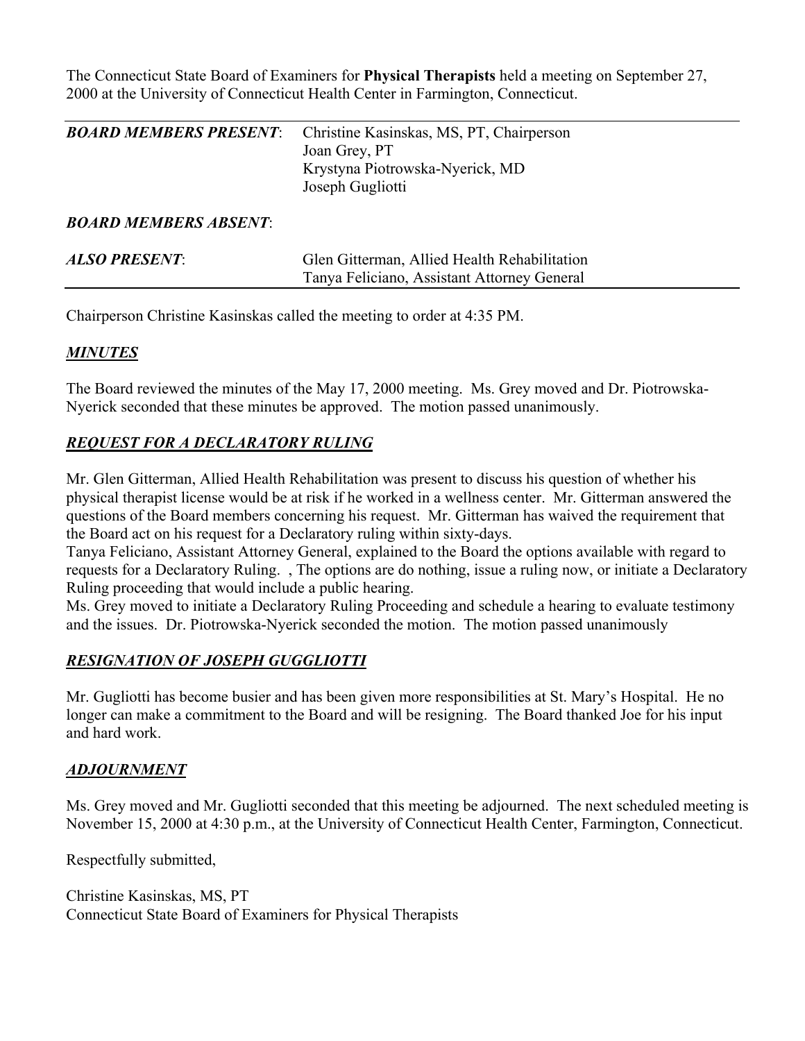The Connecticut State Board of Examiners for **Physical Therapists** held a meeting on September 27, 2000 at the University of Connecticut Health Center in Farmington, Connecticut.

---

| | |
|---|---|
| ***BOARD MEMBERS PRESENT***: | Christine Kasinskas, MS, PT, Chairperson<br>Joan Grey, PT<br>Krystyna Piotrowska-Nyerick, MD<br>Joseph Gugliotti |
| ***BOARD MEMBERS ABSENT***: | |
| ***ALSO PRESENT***: | Glen Gitterman, Allied Health Rehabilitation<br>Tanya Feliciano, Assistant Attorney General |

---

Chairperson Christine Kasinskas called the meeting to order at 4:35 PM.

## ***MINUTES***

The Board reviewed the minutes of the May 17, 2000 meeting. Ms. Grey moved and Dr. Piotrowska-Nyerick seconded that these minutes be approved. The motion passed unanimously.

## ***REQUEST FOR A DECLARATORY RULING***

Mr. Glen Gitterman, Allied Health Rehabilitation was present to discuss his question of whether his physical therapist license would be at risk if he worked in a wellness center. Mr. Gitterman answered the questions of the Board members concerning his request. Mr. Gitterman has waived the requirement that the Board act on his request for a Declaratory ruling within sixty-days.
Tanya Feliciano, Assistant Attorney General, explained to the Board the options available with regard to requests for a Declaratory Ruling. , The options are do nothing, issue a ruling now, or initiate a Declaratory Ruling proceeding that would include a public hearing.
Ms. Grey moved to initiate a Declaratory Ruling Proceeding and schedule a hearing to evaluate testimony and the issues. Dr. Piotrowska-Nyerick seconded the motion. The motion passed unanimously

## ***RESIGNATION OF JOSEPH GUGGLIOTTI***

Mr. Gugliotti has become busier and has been given more responsibilities at St. Mary's Hospital. He no longer can make a commitment to the Board and will be resigning. The Board thanked Joe for his input and hard work.

## ***ADJOURNMENT***

Ms. Grey moved and Mr. Gugliotti seconded that this meeting be adjourned. The next scheduled meeting is November 15, 2000 at 4:30 p.m., at the University of Connecticut Health Center, Farmington, Connecticut.

Respectfully submitted,

Christine Kasinskas, MS, PT
Connecticut State Board of Examiners for Physical Therapists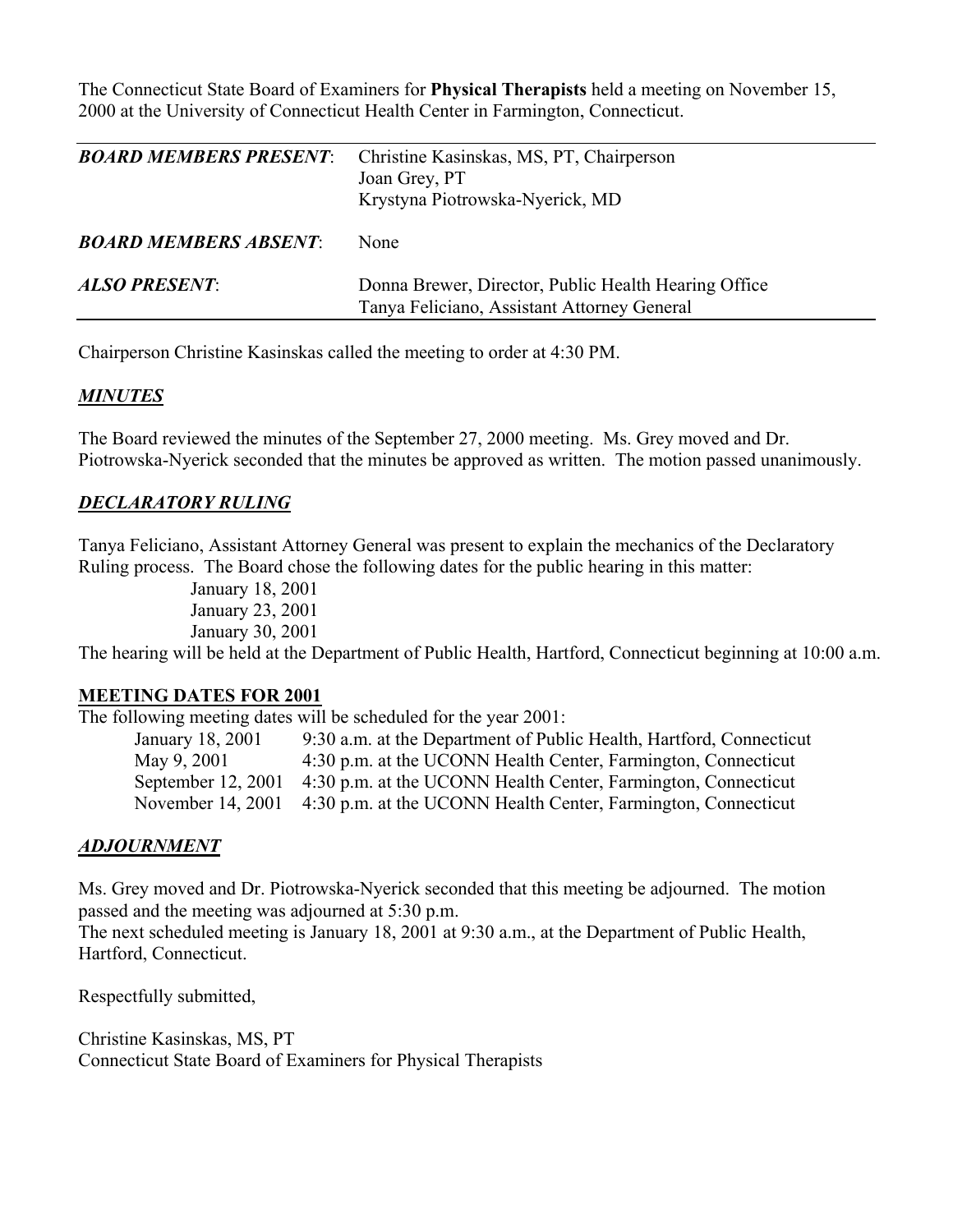The Connecticut State Board of Examiners for **Physical Therapists** held a meeting on November 15, 2000 at the University of Connecticut Health Center in Farmington, Connecticut.

| | |
|---|---|
| ***BOARD MEMBERS PRESENT***: | Christine Kasinskas, MS, PT, Chairperson<br>Joan Grey, PT<br>Krystyna Piotrowska-Nyerick, MD |
| ***BOARD MEMBERS ABSENT***: | None |
| ***ALSO PRESENT***: | Donna Brewer, Director, Public Health Hearing Office<br>Tanya Feliciano, Assistant Attorney General |

Chairperson Christine Kasinskas called the meeting to order at 4:30 PM.

## ***MINUTES***

The Board reviewed the minutes of the September 27, 2000 meeting. Ms. Grey moved and Dr. Piotrowska-Nyerick seconded that the minutes be approved as written. The motion passed unanimously.

## ***DECLARATORY RULING***

Tanya Feliciano, Assistant Attorney General was present to explain the mechanics of the Declaratory Ruling process. The Board chose the following dates for the public hearing in this matter:

January 18, 2001
January 23, 2001
January 30, 2001

The hearing will be held at the Department of Public Health, Hartford, Connecticut beginning at 10:00 a.m.

## **MEETING DATES FOR 2001**

The following meeting dates will be scheduled for the year 2001:

| | |
|---|---|
| January 18, 2001 | 9:30 a.m. at the Department of Public Health, Hartford, Connecticut |
| May 9, 2001 | 4:30 p.m. at the UCONN Health Center, Farmington, Connecticut |
| September 12, 2001 | 4:30 p.m. at the UCONN Health Center, Farmington, Connecticut |
| November 14, 2001 | 4:30 p.m. at the UCONN Health Center, Farmington, Connecticut |

## ***ADJOURNMENT***

Ms. Grey moved and Dr. Piotrowska-Nyerick seconded that this meeting be adjourned. The motion passed and the meeting was adjourned at 5:30 p.m.
The next scheduled meeting is January 18, 2001 at 9:30 a.m., at the Department of Public Health, Hartford, Connecticut.

Respectfully submitted,

Christine Kasinskas, MS, PT
Connecticut State Board of Examiners for Physical Therapists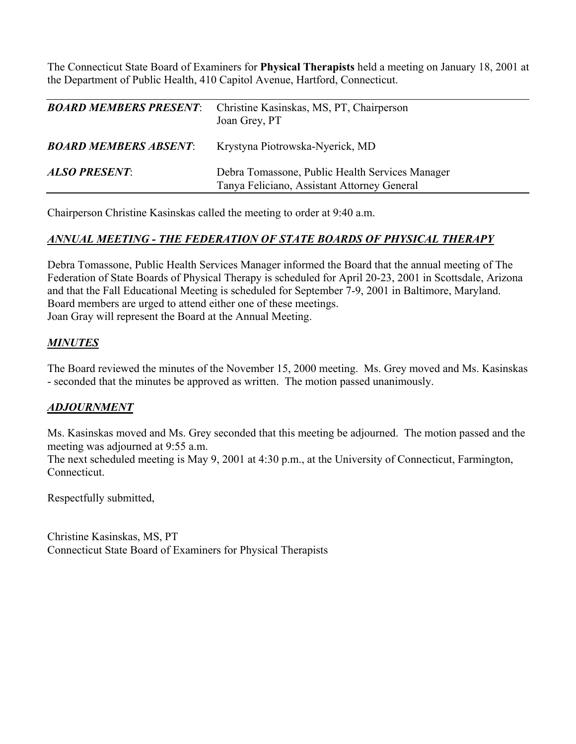The Connecticut State Board of Examiners for **Physical Therapists** held a meeting on January 18, 2001 at the Department of Public Health, 410 Capitol Avenue, Hartford, Connecticut.

| | |
|---|---|
| ***BOARD MEMBERS PRESENT***: | Christine Kasinskas, MS, PT, Chairperson<br>Joan Grey, PT |
| ***BOARD MEMBERS ABSENT***: | Krystyna Piotrowska-Nyerick, MD |
| ***ALSO PRESENT***: | Debra Tomassone, Public Health Services Manager<br>Tanya Feliciano, Assistant Attorney General |

Chairperson Christine Kasinskas called the meeting to order at 9:40 a.m.

## ***ANNUAL MEETING - THE FEDERATION OF STATE BOARDS OF PHYSICAL THERAPY***

Debra Tomassone, Public Health Services Manager informed the Board that the annual meeting of The Federation of State Boards of Physical Therapy is scheduled for April 20-23, 2001 in Scottsdale, Arizona and that the Fall Educational Meeting is scheduled for September 7-9, 2001 in Baltimore, Maryland. Board members are urged to attend either one of these meetings.
Joan Gray will represent the Board at the Annual Meeting.

## ***MINUTES***

The Board reviewed the minutes of the November 15, 2000 meeting. Ms. Grey moved and Ms. Kasinskas - seconded that the minutes be approved as written. The motion passed unanimously.

## ***ADJOURNMENT***

Ms. Kasinskas moved and Ms. Grey seconded that this meeting be adjourned. The motion passed and the meeting was adjourned at 9:55 a.m.
The next scheduled meeting is May 9, 2001 at 4:30 p.m., at the University of Connecticut, Farmington, Connecticut.

Respectfully submitted,

Christine Kasinskas, MS, PT
Connecticut State Board of Examiners for Physical Therapists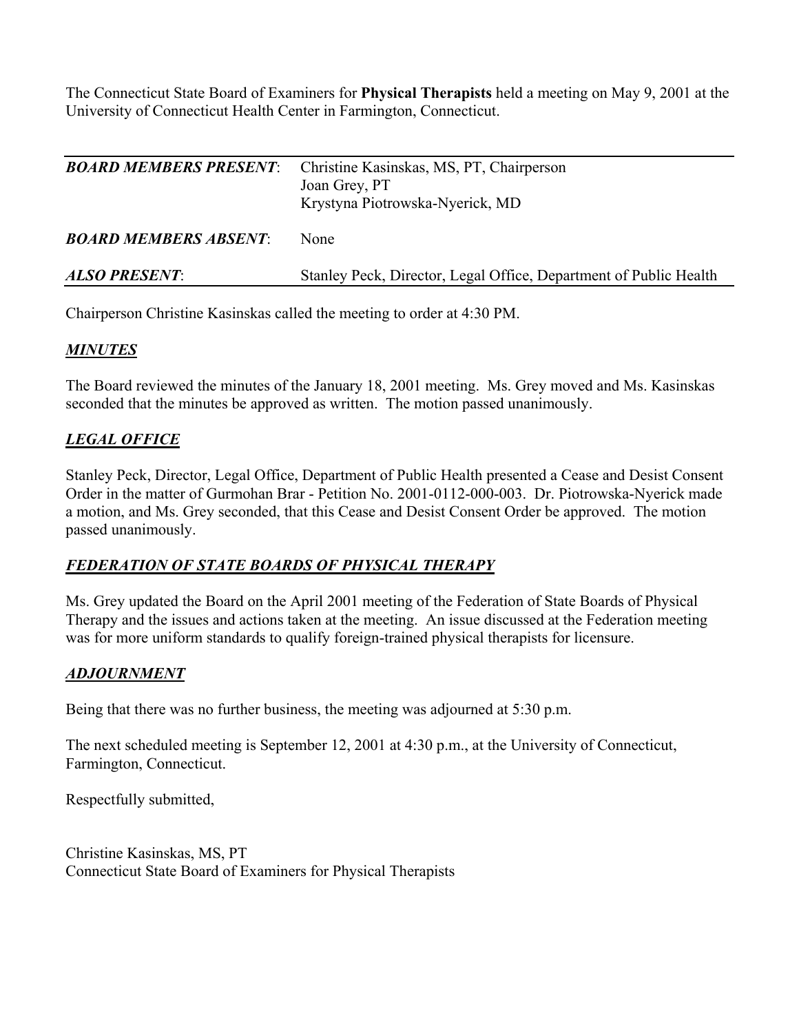The Connecticut State Board of Examiners for **Physical Therapists** held a meeting on May 9, 2001 at the University of Connecticut Health Center in Farmington, Connecticut.

| | |
|---|---|
| ***BOARD MEMBERS PRESENT***: | Christine Kasinskas, MS, PT, Chairperson<br>Joan Grey, PT<br>Krystyna Piotrowska-Nyerick, MD |
| ***BOARD MEMBERS ABSENT***: | None |
| ***ALSO PRESENT***: | Stanley Peck, Director, Legal Office, Department of Public Health |

Chairperson Christine Kasinskas called the meeting to order at 4:30 PM.

## ***MINUTES***

The Board reviewed the minutes of the January 18, 2001 meeting. Ms. Grey moved and Ms. Kasinskas seconded that the minutes be approved as written. The motion passed unanimously.

## ***LEGAL OFFICE***

Stanley Peck, Director, Legal Office, Department of Public Health presented a Cease and Desist Consent Order in the matter of Gurmohan Brar - Petition No. 2001-0112-000-003. Dr. Piotrowska-Nyerick made a motion, and Ms. Grey seconded, that this Cease and Desist Consent Order be approved. The motion passed unanimously.

## ***FEDERATION OF STATE BOARDS OF PHYSICAL THERAPY***

Ms. Grey updated the Board on the April 2001 meeting of the Federation of State Boards of Physical Therapy and the issues and actions taken at the meeting. An issue discussed at the Federation meeting was for more uniform standards to qualify foreign-trained physical therapists for licensure.

## ***ADJOURNMENT***

Being that there was no further business, the meeting was adjourned at 5:30 p.m.

The next scheduled meeting is September 12, 2001 at 4:30 p.m., at the University of Connecticut, Farmington, Connecticut.

Respectfully submitted,

Christine Kasinskas, MS, PT
Connecticut State Board of Examiners for Physical Therapists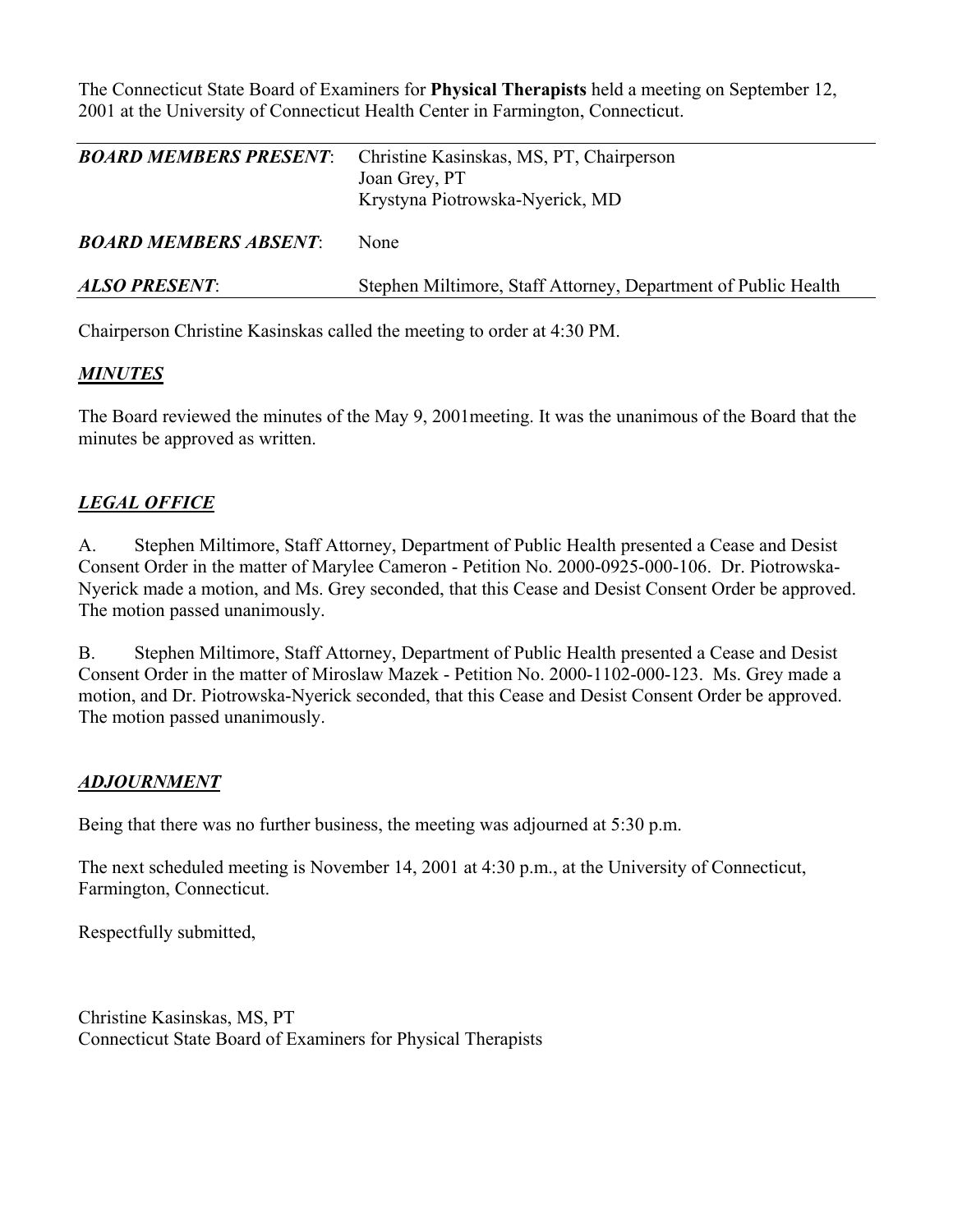The Connecticut State Board of Examiners for **Physical Therapists** held a meeting on September 12, 2001 at the University of Connecticut Health Center in Farmington, Connecticut.

| | |
|---|---|
| ***BOARD MEMBERS PRESENT***: | Christine Kasinskas, MS, PT, Chairperson<br>Joan Grey, PT<br>Krystyna Piotrowska-Nyerick, MD |
| ***BOARD MEMBERS ABSENT***: | None |
| ***ALSO PRESENT***: | Stephen Miltimore, Staff Attorney, Department of Public Health |

Chairperson Christine Kasinskas called the meeting to order at 4:30 PM.

## ***MINUTES***

The Board reviewed the minutes of the May 9, 2001meeting. It was the unanimous of the Board that the minutes be approved as written.

## ***LEGAL OFFICE***

A. Stephen Miltimore, Staff Attorney, Department of Public Health presented a Cease and Desist Consent Order in the matter of Marylee Cameron - Petition No. 2000-0925-000-106. Dr. Piotrowska-Nyerick made a motion, and Ms. Grey seconded, that this Cease and Desist Consent Order be approved. The motion passed unanimously.

B. Stephen Miltimore, Staff Attorney, Department of Public Health presented a Cease and Desist Consent Order in the matter of Miroslaw Mazek - Petition No. 2000-1102-000-123. Ms. Grey made a motion, and Dr. Piotrowska-Nyerick seconded, that this Cease and Desist Consent Order be approved. The motion passed unanimously.

## ***ADJOURNMENT***

Being that there was no further business, the meeting was adjourned at 5:30 p.m.

The next scheduled meeting is November 14, 2001 at 4:30 p.m., at the University of Connecticut, Farmington, Connecticut.

Respectfully submitted,

Christine Kasinskas, MS, PT
Connecticut State Board of Examiners for Physical Therapists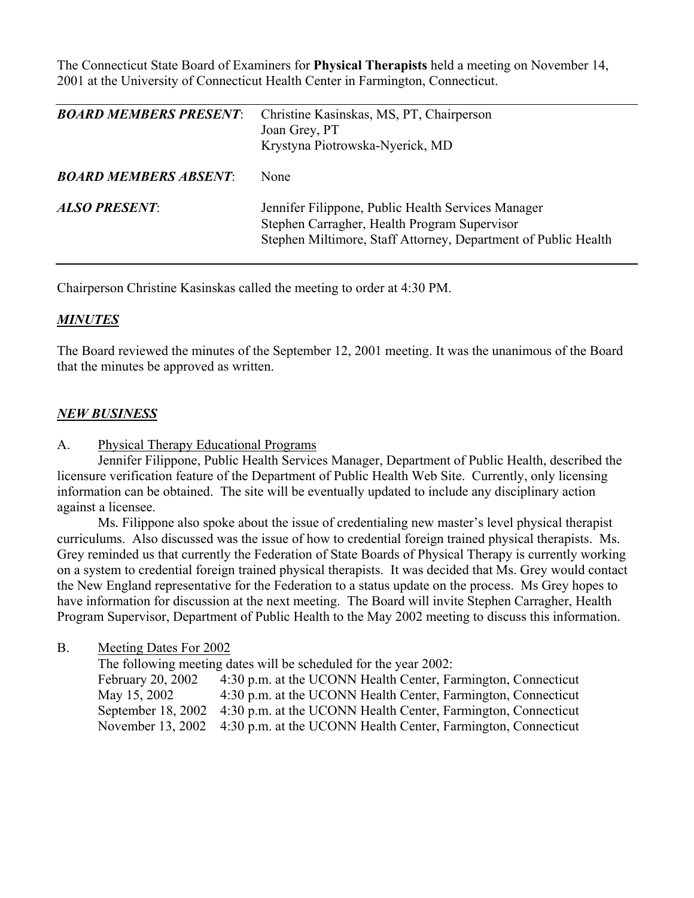The Connecticut State Board of Examiners for **Physical Therapists** held a meeting on November 14, 2001 at the University of Connecticut Health Center in Farmington, Connecticut.

| | |
|---|---|
| ***BOARD MEMBERS PRESENT***: | Christine Kasinskas, MS, PT, Chairperson<br>Joan Grey, PT<br>Krystyna Piotrowska-Nyerick, MD |
| ***BOARD MEMBERS ABSENT***: | None |
| ***ALSO PRESENT***: | Jennifer Filippone, Public Health Services Manager<br>Stephen Carragher, Health Program Supervisor<br>Stephen Miltimore, Staff Attorney, Department of Public Health |

Chairperson Christine Kasinskas called the meeting to order at 4:30 PM.

## ***MINUTES***

The Board reviewed the minutes of the September 12, 2001 meeting. It was the unanimous of the Board that the minutes be approved as written.

## ***NEW BUSINESS***

A. Physical Therapy Educational Programs

Jennifer Filippone, Public Health Services Manager, Department of Public Health, described the licensure verification feature of the Department of Public Health Web Site. Currently, only licensing information can be obtained. The site will be eventually updated to include any disciplinary action against a licensee.

Ms. Filippone also spoke about the issue of credentialing new master's level physical therapist curriculums. Also discussed was the issue of how to credential foreign trained physical therapists. Ms. Grey reminded us that currently the Federation of State Boards of Physical Therapy is currently working on a system to credential foreign trained physical therapists. It was decided that Ms. Grey would contact the New England representative for the Federation to a status update on the process. Ms Grey hopes to have information for discussion at the next meeting. The Board will invite Stephen Carragher, Health Program Supervisor, Department of Public Health to the May 2002 meeting to discuss this information.

B. Meeting Dates For 2002

The following meeting dates will be scheduled for the year 2002:

| | |
|---|---|
| February 20, 2002 | 4:30 p.m. at the UCONN Health Center, Farmington, Connecticut |
| May 15, 2002 | 4:30 p.m. at the UCONN Health Center, Farmington, Connecticut |
| September 18, 2002 | 4:30 p.m. at the UCONN Health Center, Farmington, Connecticut |
| November 13, 2002 | 4:30 p.m. at the UCONN Health Center, Farmington, Connecticut |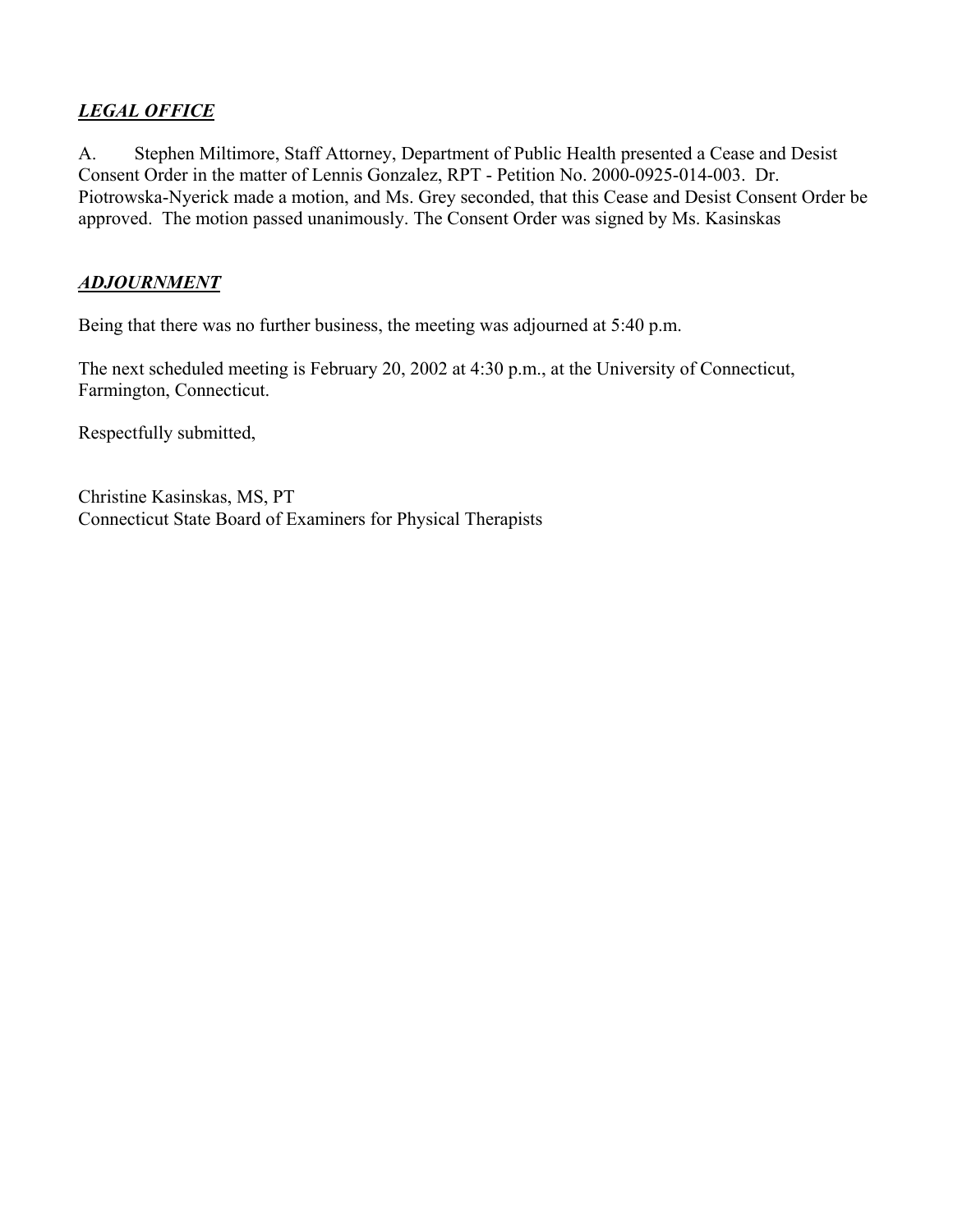## ***LEGAL OFFICE***

A. Stephen Miltimore, Staff Attorney, Department of Public Health presented a Cease and Desist Consent Order in the matter of Lennis Gonzalez, RPT - Petition No. 2000-0925-014-003. Dr. Piotrowska-Nyerick made a motion, and Ms. Grey seconded, that this Cease and Desist Consent Order be approved. The motion passed unanimously. The Consent Order was signed by Ms. Kasinskas

## ***ADJOURNMENT***

Being that there was no further business, the meeting was adjourned at 5:40 p.m.

The next scheduled meeting is February 20, 2002 at 4:30 p.m., at the University of Connecticut, Farmington, Connecticut.

Respectfully submitted,

Christine Kasinskas, MS, PT
Connecticut State Board of Examiners for Physical Therapists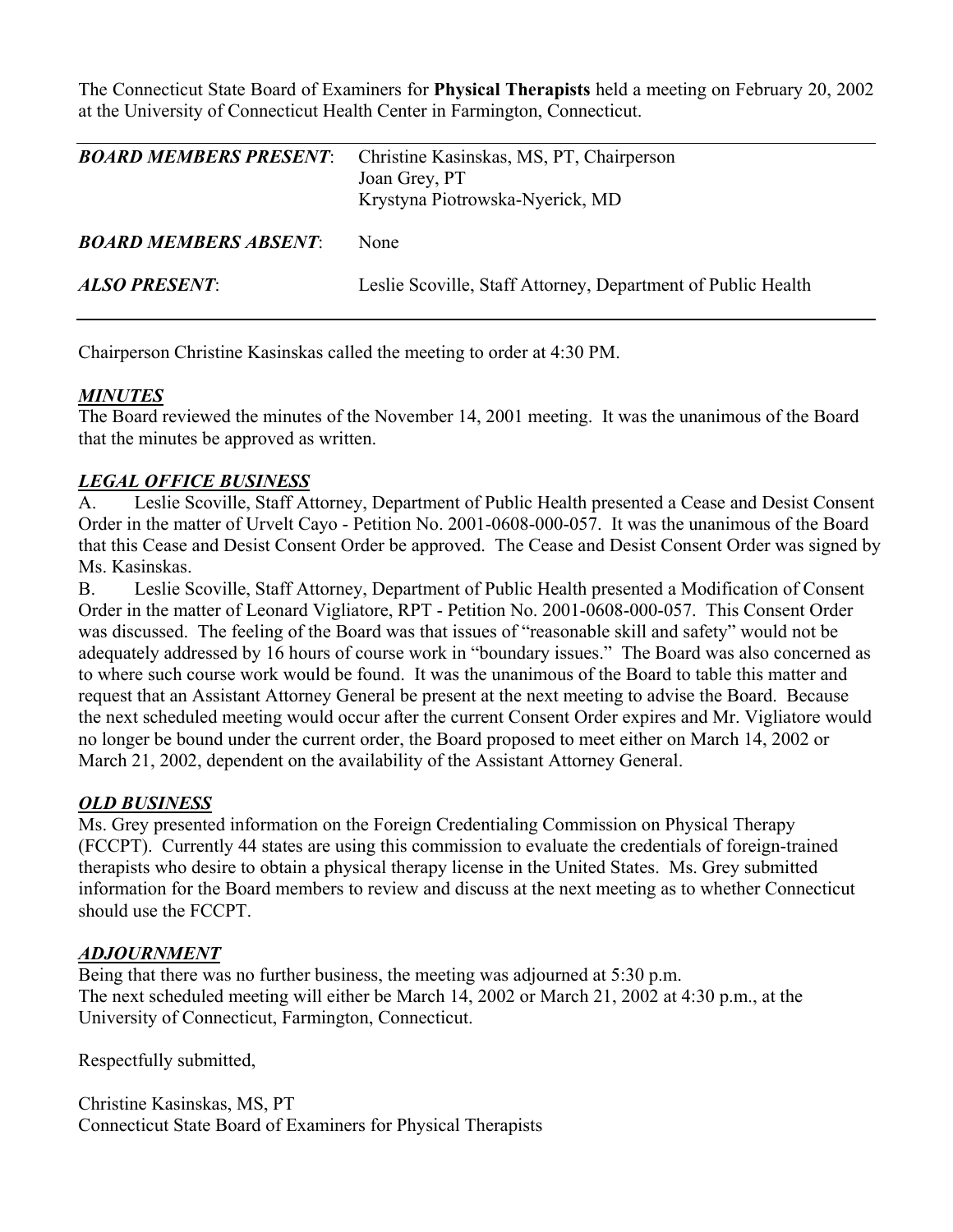The Connecticut State Board of Examiners for **Physical Therapists** held a meeting on February 20, 2002 at the University of Connecticut Health Center in Farmington, Connecticut.

| | |
|---|---|
| ***BOARD MEMBERS PRESENT***: | Christine Kasinskas, MS, PT, Chairperson<br>Joan Grey, PT<br>Krystyna Piotrowska-Nyerick, MD |
| ***BOARD MEMBERS ABSENT***: | None |
| ***ALSO PRESENT***: | Leslie Scoville, Staff Attorney, Department of Public Health |

Chairperson Christine Kasinskas called the meeting to order at 4:30 PM.

***MINUTES***

The Board reviewed the minutes of the November 14, 2001 meeting. It was the unanimous of the Board that the minutes be approved as written.

***LEGAL OFFICE BUSINESS***

A. Leslie Scoville, Staff Attorney, Department of Public Health presented a Cease and Desist Consent Order in the matter of Urvelt Cayo - Petition No. 2001-0608-000-057. It was the unanimous of the Board that this Cease and Desist Consent Order be approved. The Cease and Desist Consent Order was signed by Ms. Kasinskas.

B. Leslie Scoville, Staff Attorney, Department of Public Health presented a Modification of Consent Order in the matter of Leonard Vigliatore, RPT - Petition No. 2001-0608-000-057. This Consent Order was discussed. The feeling of the Board was that issues of "reasonable skill and safety" would not be adequately addressed by 16 hours of course work in "boundary issues." The Board was also concerned as to where such course work would be found. It was the unanimous of the Board to table this matter and request that an Assistant Attorney General be present at the next meeting to advise the Board. Because the next scheduled meeting would occur after the current Consent Order expires and Mr. Vigliatore would no longer be bound under the current order, the Board proposed to meet either on March 14, 2002 or March 21, 2002, dependent on the availability of the Assistant Attorney General.

***OLD BUSINESS***

Ms. Grey presented information on the Foreign Credentialing Commission on Physical Therapy (FCCPT). Currently 44 states are using this commission to evaluate the credentials of foreign-trained therapists who desire to obtain a physical therapy license in the United States. Ms. Grey submitted information for the Board members to review and discuss at the next meeting as to whether Connecticut should use the FCCPT.

***ADJOURNMENT***

Being that there was no further business, the meeting was adjourned at 5:30 p.m.
The next scheduled meeting will either be March 14, 2002 or March 21, 2002 at 4:30 p.m., at the University of Connecticut, Farmington, Connecticut.

Respectfully submitted,

Christine Kasinskas, MS, PT
Connecticut State Board of Examiners for Physical Therapists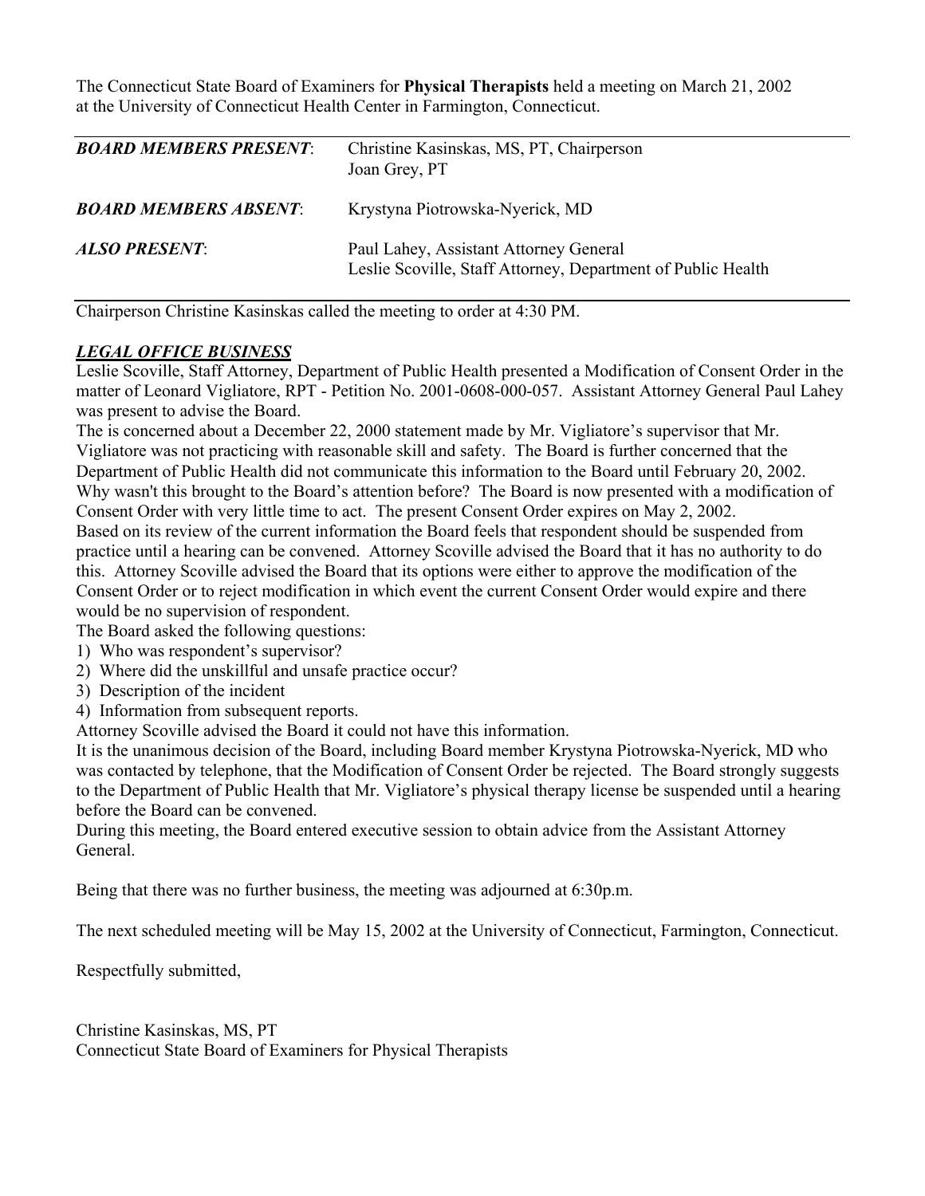The Connecticut State Board of Examiners for **Physical Therapists** held a meeting on March 21, 2002 at the University of Connecticut Health Center in Farmington, Connecticut.

| | |
|---|---|
| ***BOARD MEMBERS PRESENT*:** | Christine Kasinskas, MS, PT, Chairperson<br>Joan Grey, PT |
| ***BOARD MEMBERS ABSENT*:** | Krystyna Piotrowska-Nyerick, MD |
| ***ALSO PRESENT*:** | Paul Lahey, Assistant Attorney General<br>Leslie Scoville, Staff Attorney, Department of Public Health |

Chairperson Christine Kasinskas called the meeting to order at 4:30 PM.

***LEGAL OFFICE BUSINESS***

Leslie Scoville, Staff Attorney, Department of Public Health presented a Modification of Consent Order in the matter of Leonard Vigliatore, RPT - Petition No. 2001-0608-000-057. Assistant Attorney General Paul Lahey was present to advise the Board.

The is concerned about a December 22, 2000 statement made by Mr. Vigliatore's supervisor that Mr. Vigliatore was not practicing with reasonable skill and safety. The Board is further concerned that the Department of Public Health did not communicate this information to the Board until February 20, 2002. Why wasn't this brought to the Board's attention before? The Board is now presented with a modification of Consent Order with very little time to act. The present Consent Order expires on May 2, 2002.

Based on its review of the current information the Board feels that respondent should be suspended from practice until a hearing can be convened. Attorney Scoville advised the Board that it has no authority to do this. Attorney Scoville advised the Board that its options were either to approve the modification of the Consent Order or to reject modification in which event the current Consent Order would expire and there would be no supervision of respondent.

The Board asked the following questions:

1) Who was respondent's supervisor?
2) Where did the unskillful and unsafe practice occur?
3) Description of the incident
4) Information from subsequent reports.

Attorney Scoville advised the Board it could not have this information.

It is the unanimous decision of the Board, including Board member Krystyna Piotrowska-Nyerick, MD who was contacted by telephone, that the Modification of Consent Order be rejected. The Board strongly suggests to the Department of Public Health that Mr. Vigliatore's physical therapy license be suspended until a hearing before the Board can be convened.

During this meeting, the Board entered executive session to obtain advice from the Assistant Attorney General.

Being that there was no further business, the meeting was adjourned at 6:30p.m.

The next scheduled meeting will be May 15, 2002 at the University of Connecticut, Farmington, Connecticut.

Respectfully submitted,

Christine Kasinskas, MS, PT
Connecticut State Board of Examiners for Physical Therapists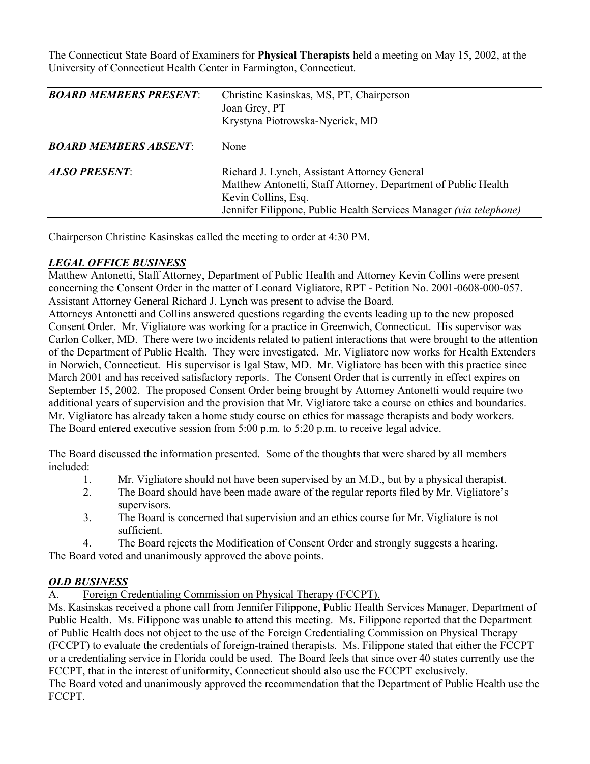The Connecticut State Board of Examiners for **Physical Therapists** held a meeting on May 15, 2002, at the University of Connecticut Health Center in Farmington, Connecticut.

| | |
|---|---|
| ***BOARD MEMBERS PRESENT*:** | Christine Kasinskas, MS, PT, Chairperson<br>Joan Grey, PT<br>Krystyna Piotrowska-Nyerick, MD |
| ***BOARD MEMBERS ABSENT*:** | None |
| ***ALSO PRESENT*:** | Richard J. Lynch, Assistant Attorney General<br>Matthew Antonetti, Staff Attorney, Department of Public Health<br>Kevin Collins, Esq.<br>Jennifer Filippone, Public Health Services Manager *(via telephone)* |

Chairperson Christine Kasinskas called the meeting to order at 4:30 PM.

***LEGAL OFFICE BUSINESS***

Matthew Antonetti, Staff Attorney, Department of Public Health and Attorney Kevin Collins were present concerning the Consent Order in the matter of Leonard Vigliatore, RPT - Petition No. 2001-0608-000-057. Assistant Attorney General Richard J. Lynch was present to advise the Board.

Attorneys Antonetti and Collins answered questions regarding the events leading up to the new proposed Consent Order. Mr. Vigliatore was working for a practice in Greenwich, Connecticut. His supervisor was Carlon Colker, MD. There were two incidents related to patient interactions that were brought to the attention of the Department of Public Health. They were investigated. Mr. Vigliatore now works for Health Extenders in Norwich, Connecticut. His supervisor is Igal Staw, MD. Mr. Vigliatore has been with this practice since March 2001 and has received satisfactory reports. The Consent Order that is currently in effect expires on September 15, 2002. The proposed Consent Order being brought by Attorney Antonetti would require two additional years of supervision and the provision that Mr. Vigliatore take a course on ethics and boundaries. Mr. Vigliatore has already taken a home study course on ethics for massage therapists and body workers. The Board entered executive session from 5:00 p.m. to 5:20 p.m. to receive legal advice.

The Board discussed the information presented. Some of the thoughts that were shared by all members included:

1. Mr. Vigliatore should not have been supervised by an M.D., but by a physical therapist.
2. The Board should have been made aware of the regular reports filed by Mr. Vigliatore's supervisors.
3. The Board is concerned that supervision and an ethics course for Mr. Vigliatore is not sufficient.
4. The Board rejects the Modification of Consent Order and strongly suggests a hearing.

The Board voted and unanimously approved the above points.

***OLD BUSINESS***

A. Foreign Credentialing Commission on Physical Therapy (FCCPT).

Ms. Kasinskas received a phone call from Jennifer Filippone, Public Health Services Manager, Department of Public Health. Ms. Filippone was unable to attend this meeting. Ms. Filippone reported that the Department of Public Health does not object to the use of the Foreign Credentialing Commission on Physical Therapy (FCCPT) to evaluate the credentials of foreign-trained therapists. Ms. Filippone stated that either the FCCPT or a credentialing service in Florida could be used. The Board feels that since over 40 states currently use the FCCPT, that in the interest of uniformity, Connecticut should also use the FCCPT exclusively.

The Board voted and unanimously approved the recommendation that the Department of Public Health use the FCCPT.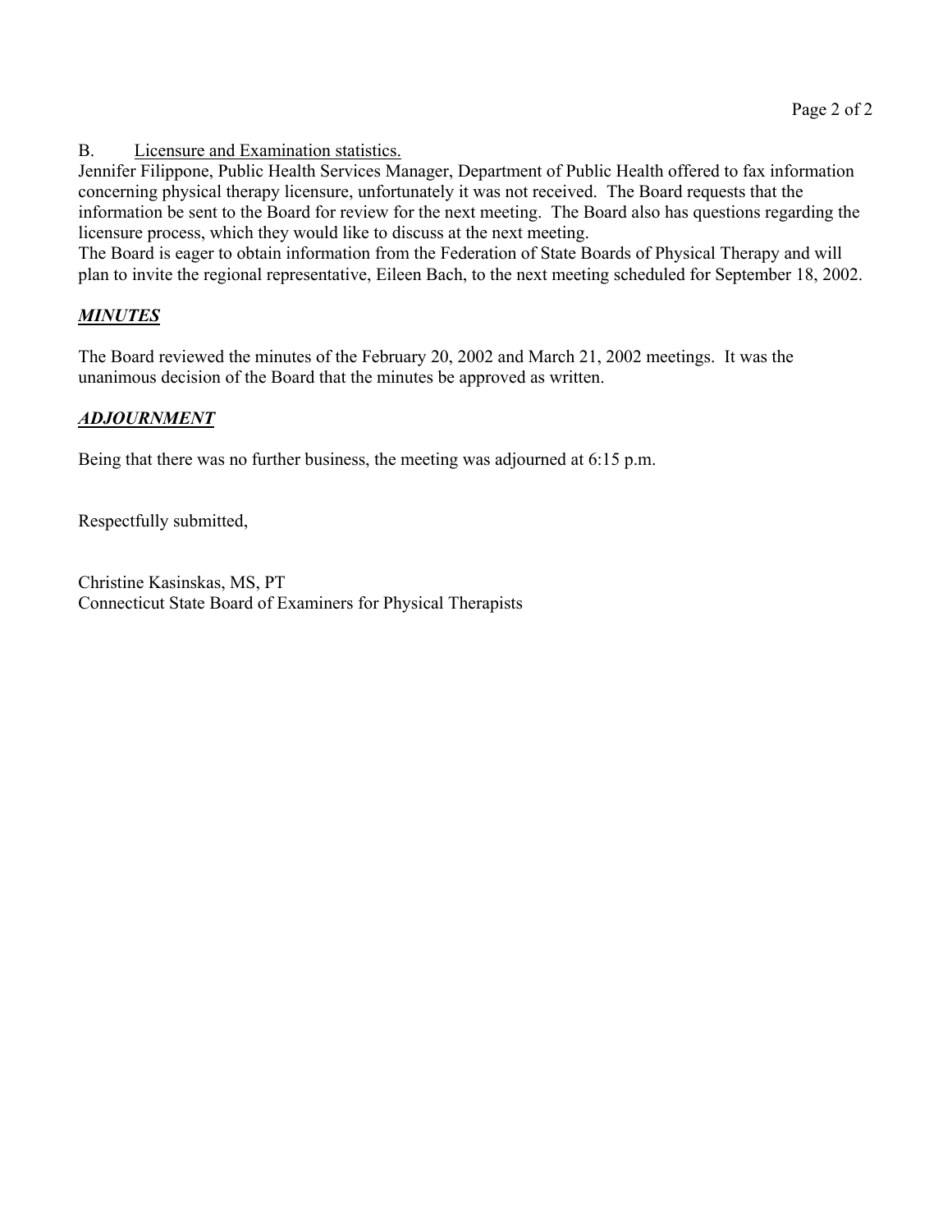B. Licensure and Examination statistics.

Jennifer Filippone, Public Health Services Manager, Department of Public Health offered to fax information concerning physical therapy licensure, unfortunately it was not received. The Board requests that the information be sent to the Board for review for the next meeting. The Board also has questions regarding the licensure process, which they would like to discuss at the next meeting.

The Board is eager to obtain information from the Federation of State Boards of Physical Therapy and will plan to invite the regional representative, Eileen Bach, to the next meeting scheduled for September 18, 2002.

## ***MINUTES***

The Board reviewed the minutes of the February 20, 2002 and March 21, 2002 meetings. It was the unanimous decision of the Board that the minutes be approved as written.

## ***ADJOURNMENT***

Being that there was no further business, the meeting was adjourned at 6:15 p.m.

Respectfully submitted,

Christine Kasinskas, MS, PT
Connecticut State Board of Examiners for Physical Therapists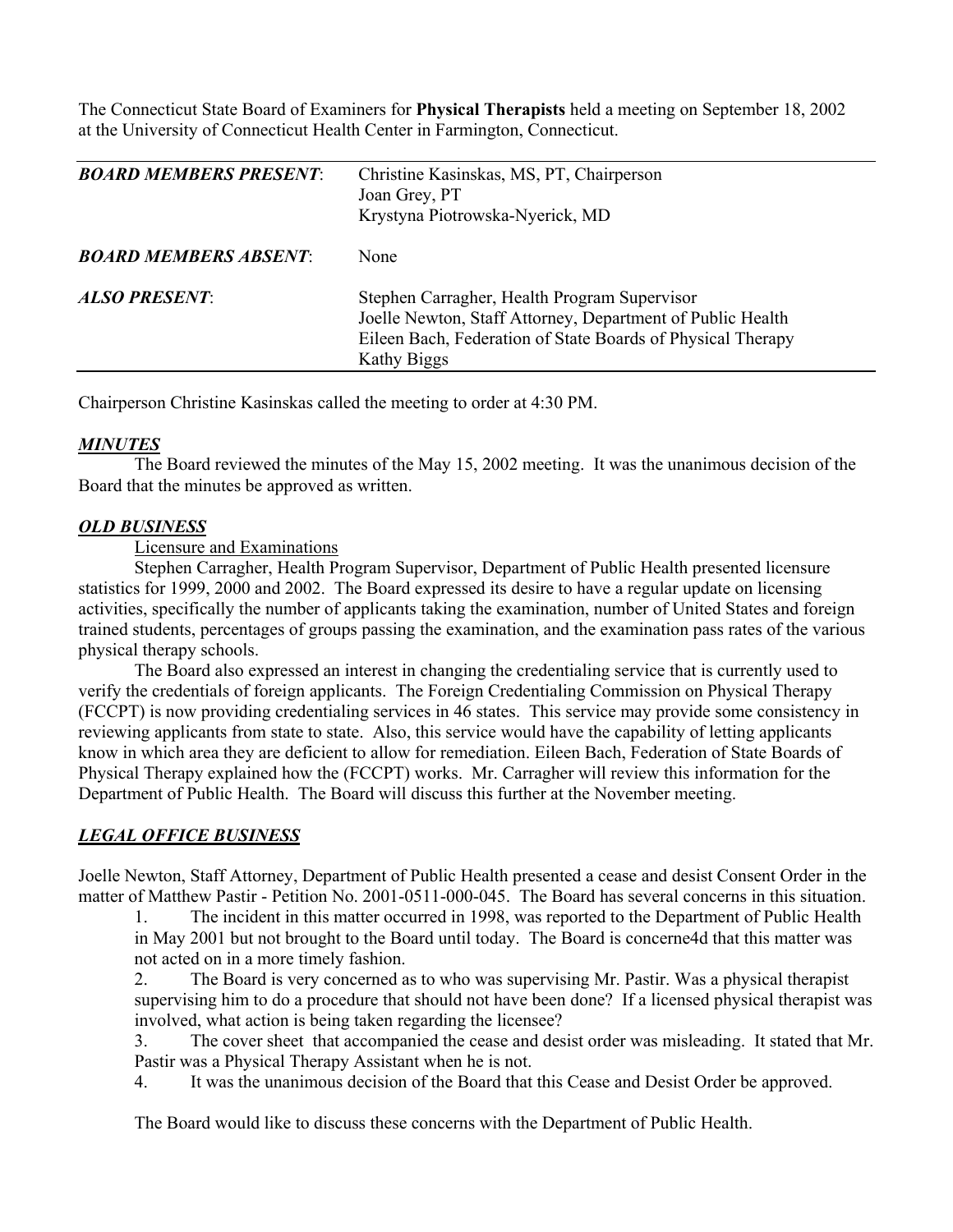The Connecticut State Board of Examiners for **Physical Therapists** held a meeting on September 18, 2002 at the University of Connecticut Health Center in Farmington, Connecticut.

| | |
|---|---|
| ***BOARD MEMBERS PRESENT***: | Christine Kasinskas, MS, PT, Chairperson<br>Joan Grey, PT<br>Krystyna Piotrowska-Nyerick, MD |
| ***BOARD MEMBERS ABSENT***: | None |
| ***ALSO PRESENT***: | Stephen Carragher, Health Program Supervisor<br>Joelle Newton, Staff Attorney, Department of Public Health<br>Eileen Bach, Federation of State Boards of Physical Therapy<br>Kathy Biggs |

Chairperson Christine Kasinskas called the meeting to order at 4:30 PM.

***MINUTES***

The Board reviewed the minutes of the May 15, 2002 meeting. It was the unanimous decision of the Board that the minutes be approved as written.

***OLD BUSINESS***

Licensure and Examinations

Stephen Carragher, Health Program Supervisor, Department of Public Health presented licensure statistics for 1999, 2000 and 2002. The Board expressed its desire to have a regular update on licensing activities, specifically the number of applicants taking the examination, number of United States and foreign trained students, percentages of groups passing the examination, and the examination pass rates of the various physical therapy schools.

The Board also expressed an interest in changing the credentialing service that is currently used to verify the credentials of foreign applicants. The Foreign Credentialing Commission on Physical Therapy (FCCPT) is now providing credentialing services in 46 states. This service may provide some consistency in reviewing applicants from state to state. Also, this service would have the capability of letting applicants know in which area they are deficient to allow for remediation. Eileen Bach, Federation of State Boards of Physical Therapy explained how the (FCCPT) works. Mr. Carragher will review this information for the Department of Public Health. The Board will discuss this further at the November meeting.

***LEGAL OFFICE BUSINESS***

Joelle Newton, Staff Attorney, Department of Public Health presented a cease and desist Consent Order in the matter of Matthew Pastir - Petition No. 2001-0511-000-045. The Board has several concerns in this situation.

1. The incident in this matter occurred in 1998, was reported to the Department of Public Health in May 2001 but not brought to the Board until today. The Board is concerne4d that this matter was not acted on in a more timely fashion.
2. The Board is very concerned as to who was supervising Mr. Pastir. Was a physical therapist supervising him to do a procedure that should not have been done? If a licensed physical therapist was involved, what action is being taken regarding the licensee?
3. The cover sheet that accompanied the cease and desist order was misleading. It stated that Mr. Pastir was a Physical Therapy Assistant when he is not.
4. It was the unanimous decision of the Board that this Cease and Desist Order be approved.

The Board would like to discuss these concerns with the Department of Public Health.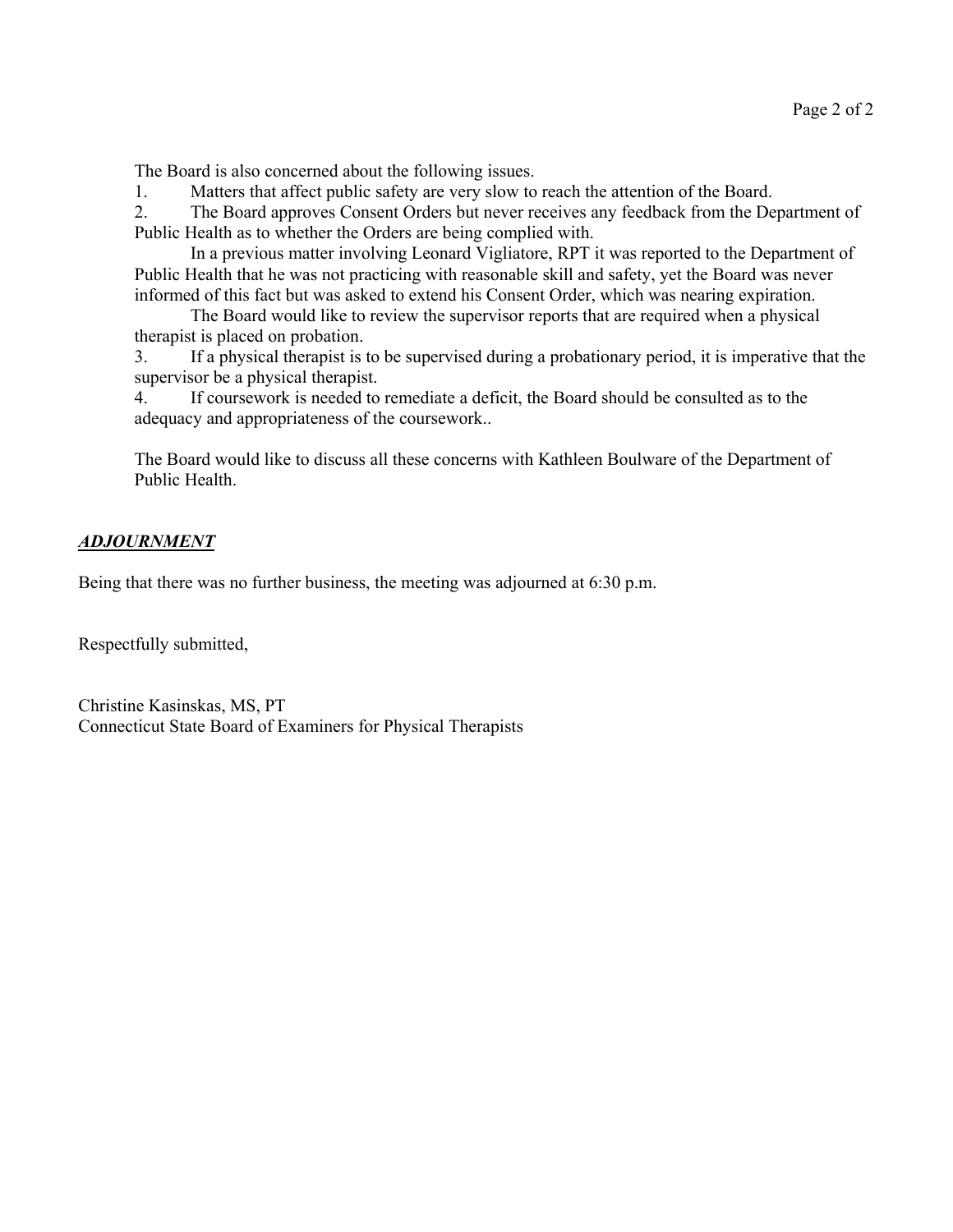The Board is also concerned about the following issues.

1. Matters that affect public safety are very slow to reach the attention of the Board.
2. The Board approves Consent Orders but never receives any feedback from the Department of Public Health as to whether the Orders are being complied with.

   In a previous matter involving Leonard Vigliatore, RPT it was reported to the Department of Public Health that he was not practicing with reasonable skill and safety, yet the Board was never informed of this fact but was asked to extend his Consent Order, which was nearing expiration.

   The Board would like to review the supervisor reports that are required when a physical therapist is placed on probation.
3. If a physical therapist is to be supervised during a probationary period, it is imperative that the supervisor be a physical therapist.
4. If coursework is needed to remediate a deficit, the Board should be consulted as to the adequacy and appropriateness of the coursework..

The Board would like to discuss all these concerns with Kathleen Boulware of the Department of Public Health.

***ADJOURNMENT***

Being that there was no further business, the meeting was adjourned at 6:30 p.m.

Respectfully submitted,

Christine Kasinskas, MS, PT
Connecticut State Board of Examiners for Physical Therapists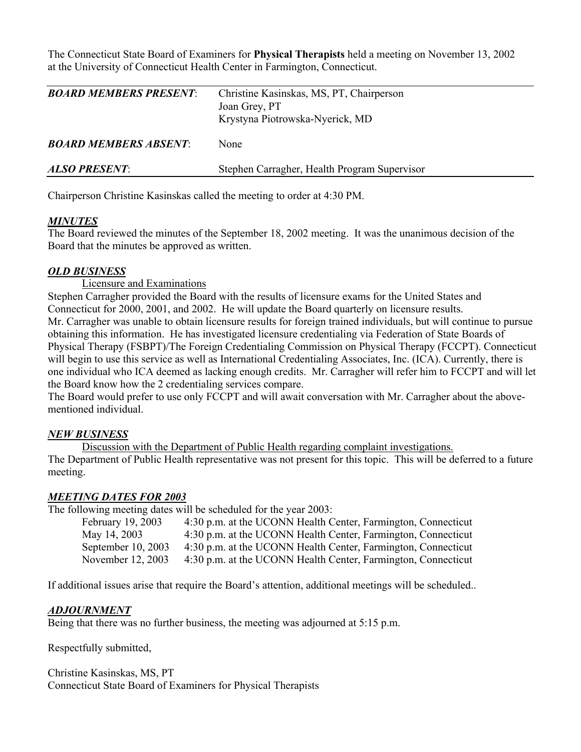The Connecticut State Board of Examiners for **Physical Therapists** held a meeting on November 13, 2002 at the University of Connecticut Health Center in Farmington, Connecticut.

| | |
|---|---|
| ***BOARD MEMBERS PRESENT***: | Christine Kasinskas, MS, PT, Chairperson<br>Joan Grey, PT<br>Krystyna Piotrowska-Nyerick, MD |
| ***BOARD MEMBERS ABSENT***: | None |
| ***ALSO PRESENT***: | Stephen Carragher, Health Program Supervisor |

Chairperson Christine Kasinskas called the meeting to order at 4:30 PM.

***MINUTES***

The Board reviewed the minutes of the September 18, 2002 meeting. It was the unanimous decision of the Board that the minutes be approved as written.

***OLD BUSINESS***

Licensure and Examinations

Stephen Carragher provided the Board with the results of licensure exams for the United States and Connecticut for 2000, 2001, and 2002. He will update the Board quarterly on licensure results.

Mr. Carragher was unable to obtain licensure results for foreign trained individuals, but will continue to pursue obtaining this information. He has investigated licensure credentialing via Federation of State Boards of Physical Therapy (FSBPT)/The Foreign Credentialing Commission on Physical Therapy (FCCPT). Connecticut will begin to use this service as well as International Credentialing Associates, Inc. (ICA). Currently, there is one individual who ICA deemed as lacking enough credits. Mr. Carragher will refer him to FCCPT and will let the Board know how the 2 credentialing services compare.

The Board would prefer to use only FCCPT and will await conversation with Mr. Carragher about the above-mentioned individual.

***NEW BUSINESS***

Discussion with the Department of Public Health regarding complaint investigations.

The Department of Public Health representative was not present for this topic. This will be deferred to a future meeting.

***MEETING DATES FOR 2003***

The following meeting dates will be scheduled for the year 2003:

| | |
|---|---|
| February 19, 2003 | 4:30 p.m. at the UCONN Health Center, Farmington, Connecticut |
| May 14, 2003 | 4:30 p.m. at the UCONN Health Center, Farmington, Connecticut |
| September 10, 2003 | 4:30 p.m. at the UCONN Health Center, Farmington, Connecticut |
| November 12, 2003 | 4:30 p.m. at the UCONN Health Center, Farmington, Connecticut |

If additional issues arise that require the Board's attention, additional meetings will be scheduled..

***ADJOURNMENT***

Being that there was no further business, the meeting was adjourned at 5:15 p.m.

Respectfully submitted,

Christine Kasinskas, MS, PT
Connecticut State Board of Examiners for Physical Therapists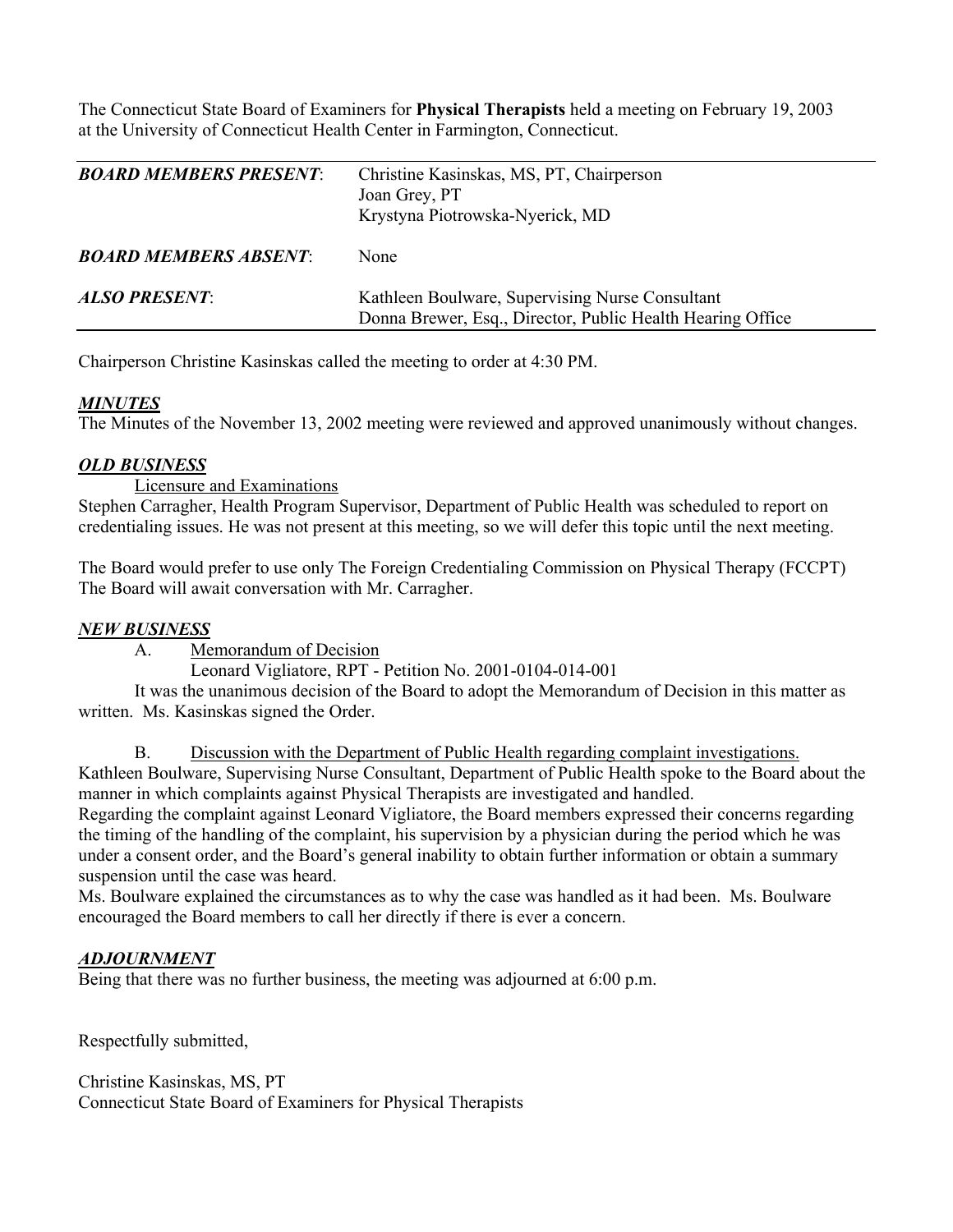The Connecticut State Board of Examiners for **Physical Therapists** held a meeting on February 19, 2003 at the University of Connecticut Health Center in Farmington, Connecticut.

| | |
|---|---|
| ***BOARD MEMBERS PRESENT***: | Christine Kasinskas, MS, PT, Chairperson<br>Joan Grey, PT<br>Krystyna Piotrowska-Nyerick, MD |
| ***BOARD MEMBERS ABSENT***: | None |
| ***ALSO PRESENT***: | Kathleen Boulware, Supervising Nurse Consultant<br>Donna Brewer, Esq., Director, Public Health Hearing Office |

Chairperson Christine Kasinskas called the meeting to order at 4:30 PM.

***MINUTES***

The Minutes of the November 13, 2002 meeting were reviewed and approved unanimously without changes.

***OLD BUSINESS***

Licensure and Examinations

Stephen Carragher, Health Program Supervisor, Department of Public Health was scheduled to report on credentialing issues. He was not present at this meeting, so we will defer this topic until the next meeting.

The Board would prefer to use only The Foreign Credentialing Commission on Physical Therapy (FCCPT) The Board will await conversation with Mr. Carragher.

***NEW BUSINESS***

A. Memorandum of Decision

Leonard Vigliatore, RPT - Petition No. 2001-0104-014-001

It was the unanimous decision of the Board to adopt the Memorandum of Decision in this matter as written. Ms. Kasinskas signed the Order.

B. Discussion with the Department of Public Health regarding complaint investigations.

Kathleen Boulware, Supervising Nurse Consultant, Department of Public Health spoke to the Board about the manner in which complaints against Physical Therapists are investigated and handled.

Regarding the complaint against Leonard Vigliatore, the Board members expressed their concerns regarding the timing of the handling of the complaint, his supervision by a physician during the period which he was under a consent order, and the Board's general inability to obtain further information or obtain a summary suspension until the case was heard.

Ms. Boulware explained the circumstances as to why the case was handled as it had been. Ms. Boulware encouraged the Board members to call her directly if there is ever a concern.

***ADJOURNMENT***

Being that there was no further business, the meeting was adjourned at 6:00 p.m.

Respectfully submitted,

Christine Kasinskas, MS, PT
Connecticut State Board of Examiners for Physical Therapists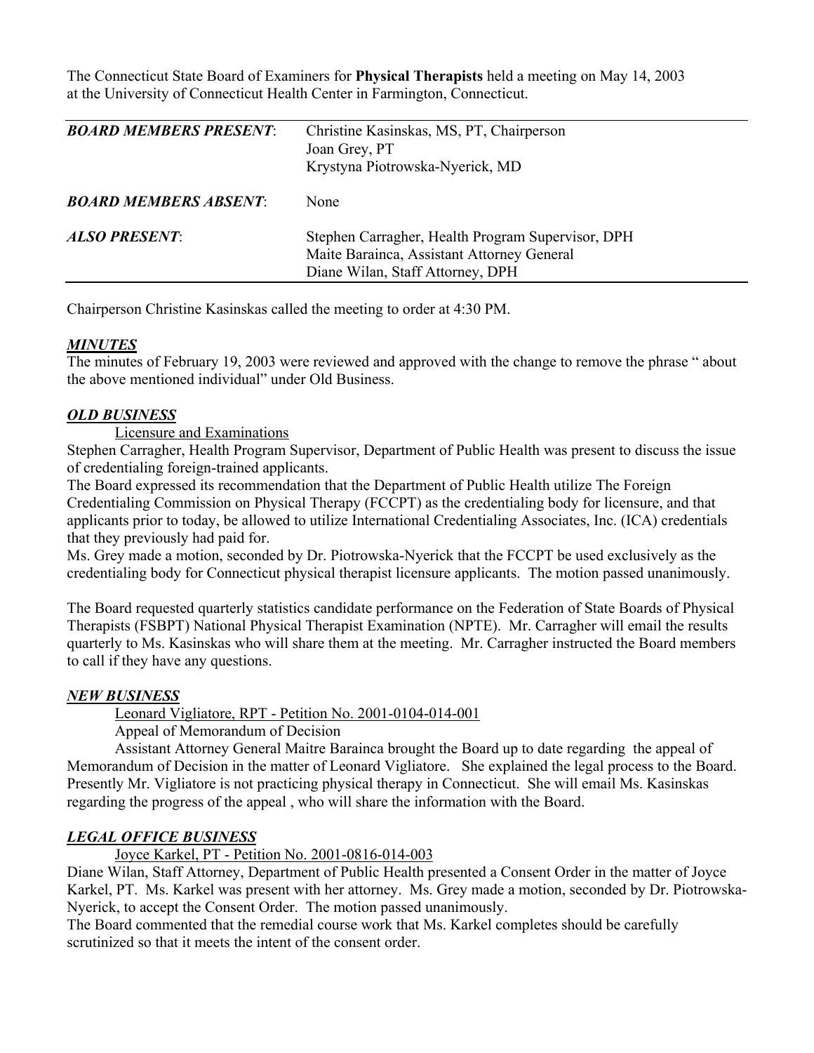The Connecticut State Board of Examiners for **Physical Therapists** held a meeting on May 14, 2003 at the University of Connecticut Health Center in Farmington, Connecticut.

| | |
|---|---|
| ***BOARD MEMBERS PRESENT***: | Christine Kasinskas, MS, PT, Chairperson<br>Joan Grey, PT<br>Krystyna Piotrowska-Nyerick, MD |
| ***BOARD MEMBERS ABSENT***: | None |
| ***ALSO PRESENT***: | Stephen Carragher, Health Program Supervisor, DPH<br>Maite Barainca, Assistant Attorney General<br>Diane Wilan, Staff Attorney, DPH |

Chairperson Christine Kasinskas called the meeting to order at 4:30 PM.

***MINUTES***

The minutes of February 19, 2003 were reviewed and approved with the change to remove the phrase " about the above mentioned individual" under Old Business.

***OLD BUSINESS***

Licensure and Examinations

Stephen Carragher, Health Program Supervisor, Department of Public Health was present to discuss the issue of credentialing foreign-trained applicants.

The Board expressed its recommendation that the Department of Public Health utilize The Foreign Credentialing Commission on Physical Therapy (FCCPT) as the credentialing body for licensure, and that applicants prior to today, be allowed to utilize International Credentialing Associates, Inc. (ICA) credentials that they previously had paid for.

Ms. Grey made a motion, seconded by Dr. Piotrowska-Nyerick that the FCCPT be used exclusively as the credentialing body for Connecticut physical therapist licensure applicants. The motion passed unanimously.

The Board requested quarterly statistics candidate performance on the Federation of State Boards of Physical Therapists (FSBPT) National Physical Therapist Examination (NPTE). Mr. Carragher will email the results quarterly to Ms. Kasinskas who will share them at the meeting. Mr. Carragher instructed the Board members to call if they have any questions.

***NEW BUSINESS***

Leonard Vigliatore, RPT - Petition No. 2001-0104-014-001

Appeal of Memorandum of Decision

Assistant Attorney General Maitre Barainca brought the Board up to date regarding the appeal of Memorandum of Decision in the matter of Leonard Vigliatore. She explained the legal process to the Board. Presently Mr. Vigliatore is not practicing physical therapy in Connecticut. She will email Ms. Kasinskas regarding the progress of the appeal , who will share the information with the Board.

***LEGAL OFFICE BUSINESS***

Joyce Karkel, PT - Petition No. 2001-0816-014-003

Diane Wilan, Staff Attorney, Department of Public Health presented a Consent Order in the matter of Joyce Karkel, PT. Ms. Karkel was present with her attorney. Ms. Grey made a motion, seconded by Dr. Piotrowska-Nyerick, to accept the Consent Order. The motion passed unanimously.

The Board commented that the remedial course work that Ms. Karkel completes should be carefully scrutinized so that it meets the intent of the consent order.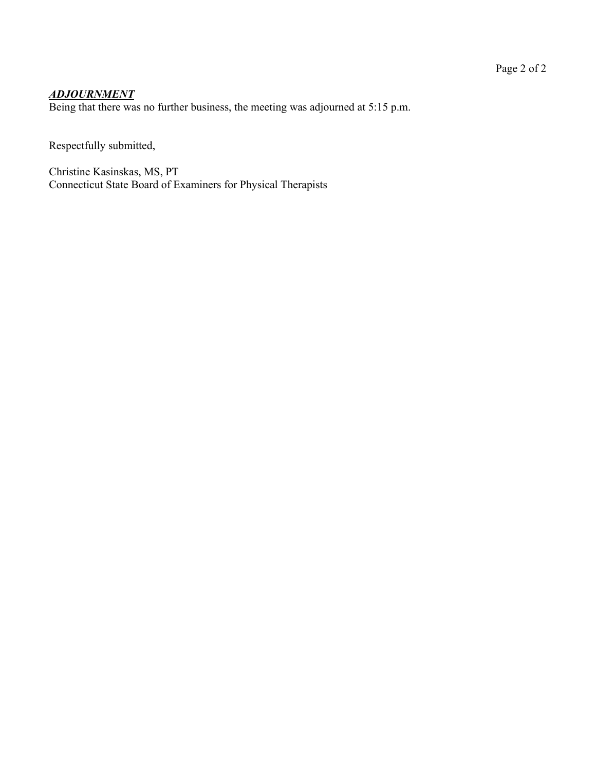***ADJOURNMENT***

Being that there was no further business, the meeting was adjourned at 5:15 p.m.

Respectfully submitted,

Christine Kasinskas, MS, PT
Connecticut State Board of Examiners for Physical Therapists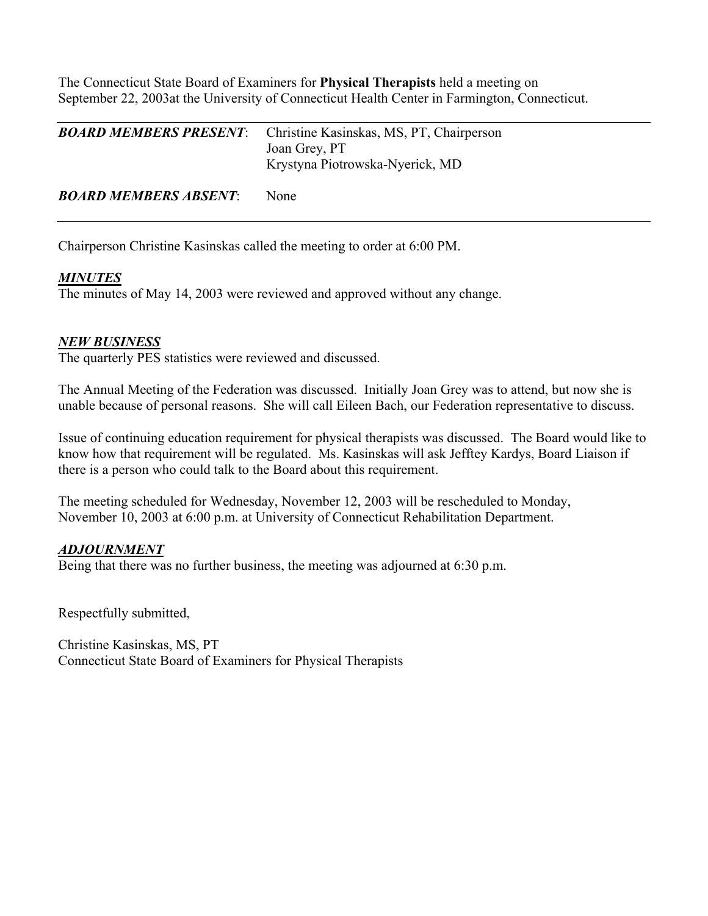The Connecticut State Board of Examiners for **Physical Therapists** held a meeting on September 22, 2003at the University of Connecticut Health Center in Farmington, Connecticut.

---

| | |
|---|---|
| ***BOARD MEMBERS PRESENT***: | Christine Kasinskas, MS, PT, Chairperson<br>Joan Grey, PT<br>Krystyna Piotrowska-Nyerick, MD |
| ***BOARD MEMBERS ABSENT***: | None |

---

Chairperson Christine Kasinskas called the meeting to order at 6:00 PM.

***MINUTES***

The minutes of May 14, 2003 were reviewed and approved without any change.

***NEW BUSINESS***

The quarterly PES statistics were reviewed and discussed.

The Annual Meeting of the Federation was discussed. Initially Joan Grey was to attend, but now she is unable because of personal reasons. She will call Eileen Bach, our Federation representative to discuss.

Issue of continuing education requirement for physical therapists was discussed. The Board would like to know how that requirement will be regulated. Ms. Kasinskas will ask Jefftey Kardys, Board Liaison if there is a person who could talk to the Board about this requirement.

The meeting scheduled for Wednesday, November 12, 2003 will be rescheduled to Monday, November 10, 2003 at 6:00 p.m. at University of Connecticut Rehabilitation Department.

***ADJOURNMENT***

Being that there was no further business, the meeting was adjourned at 6:30 p.m.

Respectfully submitted,

Christine Kasinskas, MS, PT
Connecticut State Board of Examiners for Physical Therapists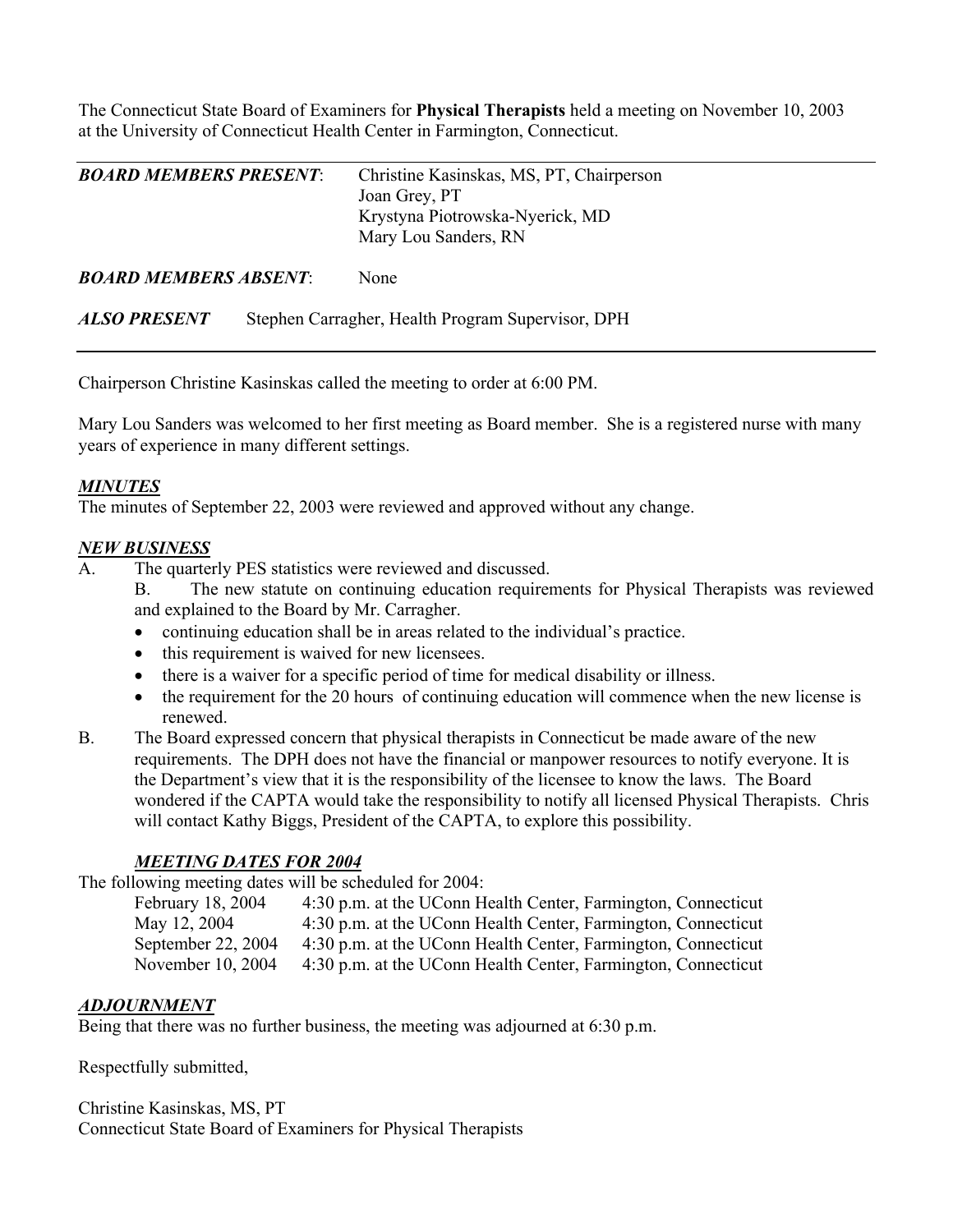The Connecticut State Board of Examiners for **Physical Therapists** held a meeting on November 10, 2003 at the University of Connecticut Health Center in Farmington, Connecticut.

| | |
|---|---|
| ***BOARD MEMBERS PRESENT***: | Christine Kasinskas, MS, PT, Chairperson<br>Joan Grey, PT<br>Krystyna Piotrowska-Nyerick, MD<br>Mary Lou Sanders, RN |
| ***BOARD MEMBERS ABSENT***: | None |
| ***ALSO PRESENT*** | Stephen Carragher, Health Program Supervisor, DPH |

Chairperson Christine Kasinskas called the meeting to order at 6:00 PM.

Mary Lou Sanders was welcomed to her first meeting as Board member. She is a registered nurse with many years of experience in many different settings.

***MINUTES***

The minutes of September 22, 2003 were reviewed and approved without any change.

***NEW BUSINESS***

A. The quarterly PES statistics were reviewed and discussed.

B. The new statute on continuing education requirements for Physical Therapists was reviewed and explained to the Board by Mr. Carragher.

- continuing education shall be in areas related to the individual's practice.
- this requirement is waived for new licensees.
- there is a waiver for a specific period of time for medical disability or illness.
- the requirement for the 20 hours of continuing education will commence when the new license is renewed.

B. The Board expressed concern that physical therapists in Connecticut be made aware of the new requirements. The DPH does not have the financial or manpower resources to notify everyone. It is the Department's view that it is the responsibility of the licensee to know the laws. The Board wondered if the CAPTA would take the responsibility to notify all licensed Physical Therapists. Chris will contact Kathy Biggs, President of the CAPTA, to explore this possibility.

***MEETING DATES FOR 2004***

The following meeting dates will be scheduled for 2004:

| | |
|---|---|
| February 18, 2004 | 4:30 p.m. at the UConn Health Center, Farmington, Connecticut |
| May 12, 2004 | 4:30 p.m. at the UConn Health Center, Farmington, Connecticut |
| September 22, 2004 | 4:30 p.m. at the UConn Health Center, Farmington, Connecticut |
| November 10, 2004 | 4:30 p.m. at the UConn Health Center, Farmington, Connecticut |

***ADJOURNMENT***

Being that there was no further business, the meeting was adjourned at 6:30 p.m.

Respectfully submitted,

Christine Kasinskas, MS, PT
Connecticut State Board of Examiners for Physical Therapists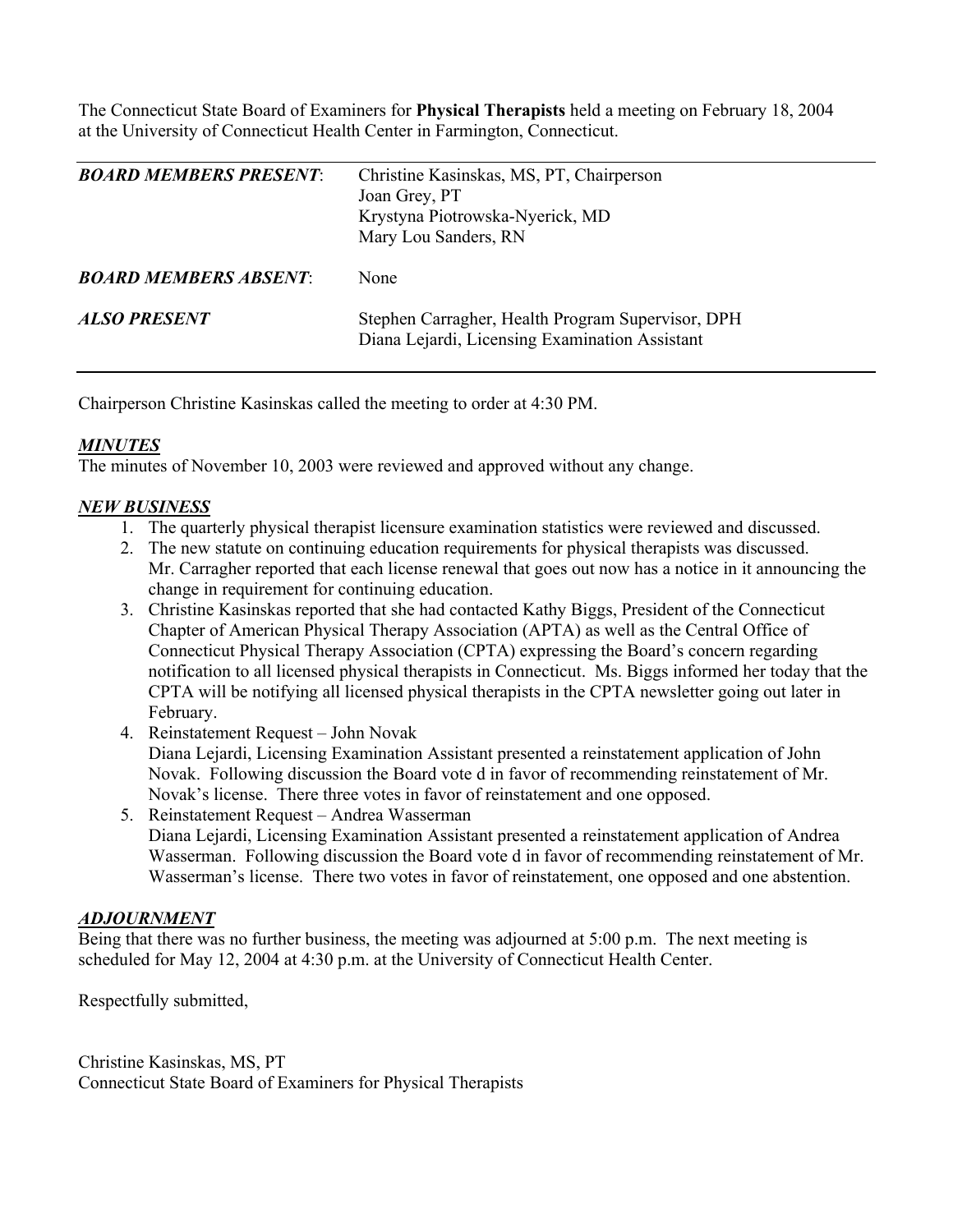The Connecticut State Board of Examiners for **Physical Therapists** held a meeting on February 18, 2004 at the University of Connecticut Health Center in Farmington, Connecticut.

| | |
|---|---|
| ***BOARD MEMBERS PRESENT***: | Christine Kasinskas, MS, PT, Chairperson<br>Joan Grey, PT<br>Krystyna Piotrowska-Nyerick, MD<br>Mary Lou Sanders, RN |
| ***BOARD MEMBERS ABSENT***: | None |
| ***ALSO PRESENT*** | Stephen Carragher, Health Program Supervisor, DPH<br>Diana Lejardi, Licensing Examination Assistant |

Chairperson Christine Kasinskas called the meeting to order at 4:30 PM.

***MINUTES***

The minutes of November 10, 2003 were reviewed and approved without any change.

***NEW BUSINESS***

1. The quarterly physical therapist licensure examination statistics were reviewed and discussed.
2. The new statute on continuing education requirements for physical therapists was discussed. Mr. Carragher reported that each license renewal that goes out now has a notice in it announcing the change in requirement for continuing education.
3. Christine Kasinskas reported that she had contacted Kathy Biggs, President of the Connecticut Chapter of American Physical Therapy Association (APTA) as well as the Central Office of Connecticut Physical Therapy Association (CPTA) expressing the Board's concern regarding notification to all licensed physical therapists in Connecticut. Ms. Biggs informed her today that the CPTA will be notifying all licensed physical therapists in the CPTA newsletter going out later in February.
4. Reinstatement Request – John Novak
   Diana Lejardi, Licensing Examination Assistant presented a reinstatement application of John Novak. Following discussion the Board vote d in favor of recommending reinstatement of Mr. Novak's license. There three votes in favor of reinstatement and one opposed.
5. Reinstatement Request – Andrea Wasserman
   Diana Lejardi, Licensing Examination Assistant presented a reinstatement application of Andrea Wasserman. Following discussion the Board vote d in favor of recommending reinstatement of Mr. Wasserman's license. There two votes in favor of reinstatement, one opposed and one abstention.

***ADJOURNMENT***

Being that there was no further business, the meeting was adjourned at 5:00 p.m. The next meeting is scheduled for May 12, 2004 at 4:30 p.m. at the University of Connecticut Health Center.

Respectfully submitted,

Christine Kasinskas, MS, PT
Connecticut State Board of Examiners for Physical Therapists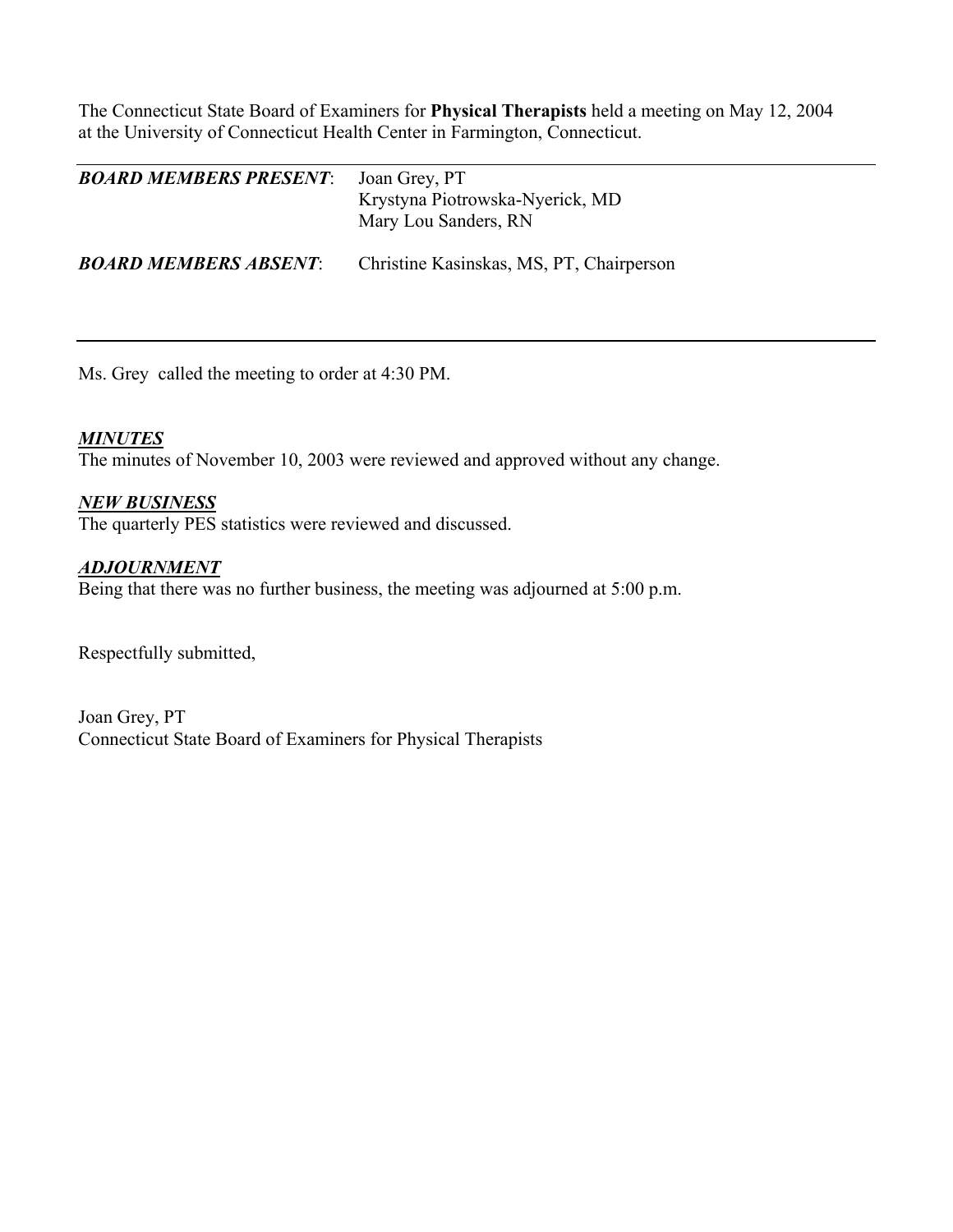The Connecticut State Board of Examiners for **Physical Therapists** held a meeting on May 12, 2004 at the University of Connecticut Health Center in Farmington, Connecticut.

---

***BOARD MEMBERS PRESENT***: Joan Grey, PT
Krystyna Piotrowska-Nyerick, MD
Mary Lou Sanders, RN

***BOARD MEMBERS ABSENT***: Christine Kasinskas, MS, PT, Chairperson

---

Ms. Grey called the meeting to order at 4:30 PM.

***MINUTES***
The minutes of November 10, 2003 were reviewed and approved without any change.

***NEW BUSINESS***
The quarterly PES statistics were reviewed and discussed.

***ADJOURNMENT***
Being that there was no further business, the meeting was adjourned at 5:00 p.m.

Respectfully submitted,

Joan Grey, PT
Connecticut State Board of Examiners for Physical Therapists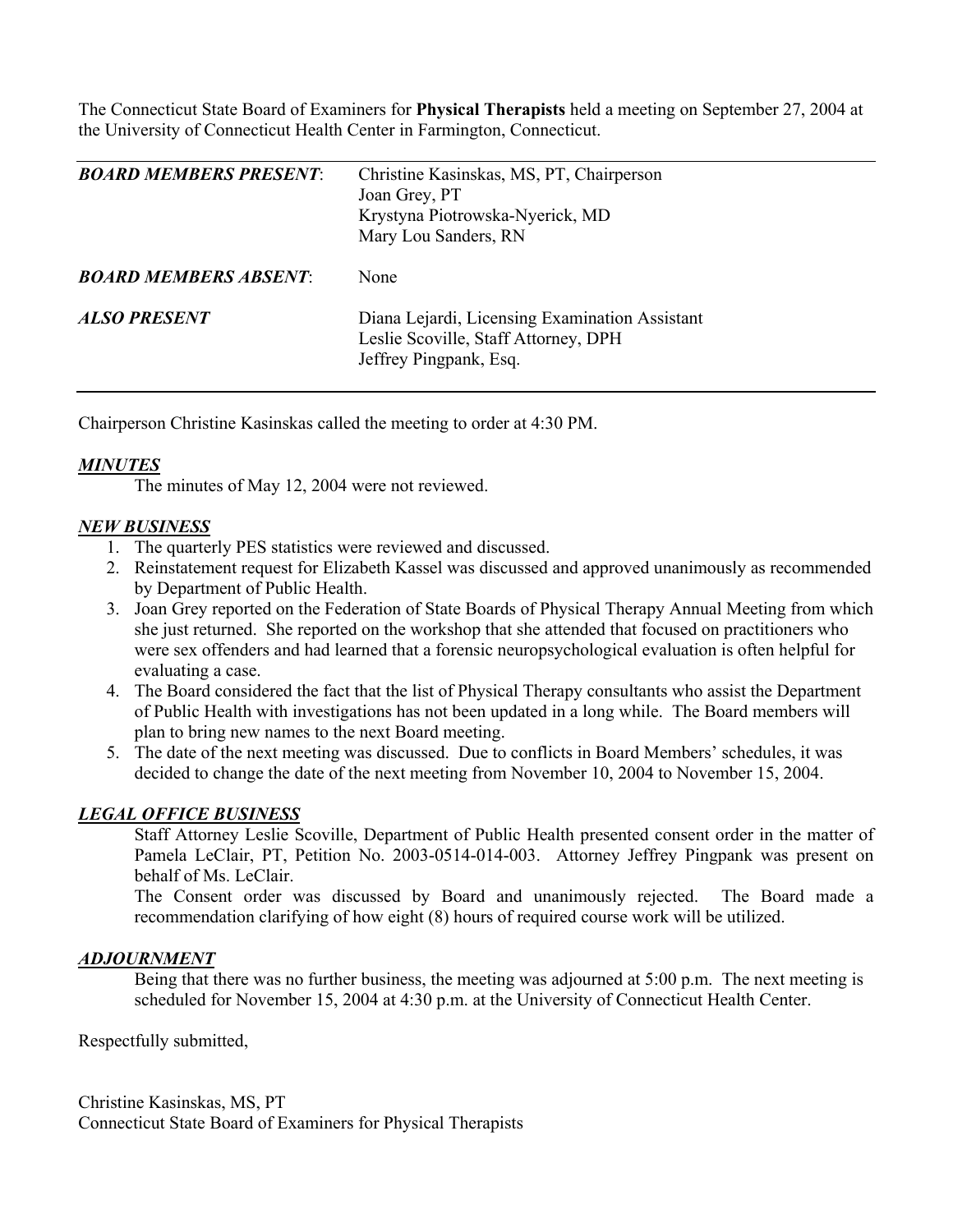The Connecticut State Board of Examiners for **Physical Therapists** held a meeting on September 27, 2004 at the University of Connecticut Health Center in Farmington, Connecticut.

| | |
|---|---|
| ***BOARD MEMBERS PRESENT***: | Christine Kasinskas, MS, PT, Chairperson<br>Joan Grey, PT<br>Krystyna Piotrowska-Nyerick, MD<br>Mary Lou Sanders, RN |
| ***BOARD MEMBERS ABSENT***: | None |
| ***ALSO PRESENT*** | Diana Lejardi, Licensing Examination Assistant<br>Leslie Scoville, Staff Attorney, DPH<br>Jeffrey Pingpank, Esq. |

Chairperson Christine Kasinskas called the meeting to order at 4:30 PM.

***MINUTES***

The minutes of May 12, 2004 were not reviewed.

***NEW BUSINESS***

1. The quarterly PES statistics were reviewed and discussed.
2. Reinstatement request for Elizabeth Kassel was discussed and approved unanimously as recommended by Department of Public Health.
3. Joan Grey reported on the Federation of State Boards of Physical Therapy Annual Meeting from which she just returned. She reported on the workshop that she attended that focused on practitioners who were sex offenders and had learned that a forensic neuropsychological evaluation is often helpful for evaluating a case.
4. The Board considered the fact that the list of Physical Therapy consultants who assist the Department of Public Health with investigations has not been updated in a long while. The Board members will plan to bring new names to the next Board meeting.
5. The date of the next meeting was discussed. Due to conflicts in Board Members' schedules, it was decided to change the date of the next meeting from November 10, 2004 to November 15, 2004.

***LEGAL OFFICE BUSINESS***

Staff Attorney Leslie Scoville, Department of Public Health presented consent order in the matter of Pamela LeClair, PT, Petition No. 2003-0514-014-003. Attorney Jeffrey Pingpank was present on behalf of Ms. LeClair.

The Consent order was discussed by Board and unanimously rejected. The Board made a recommendation clarifying of how eight (8) hours of required course work will be utilized.

***ADJOURNMENT***

Being that there was no further business, the meeting was adjourned at 5:00 p.m. The next meeting is scheduled for November 15, 2004 at 4:30 p.m. at the University of Connecticut Health Center.

Respectfully submitted,

Christine Kasinskas, MS, PT
Connecticut State Board of Examiners for Physical Therapists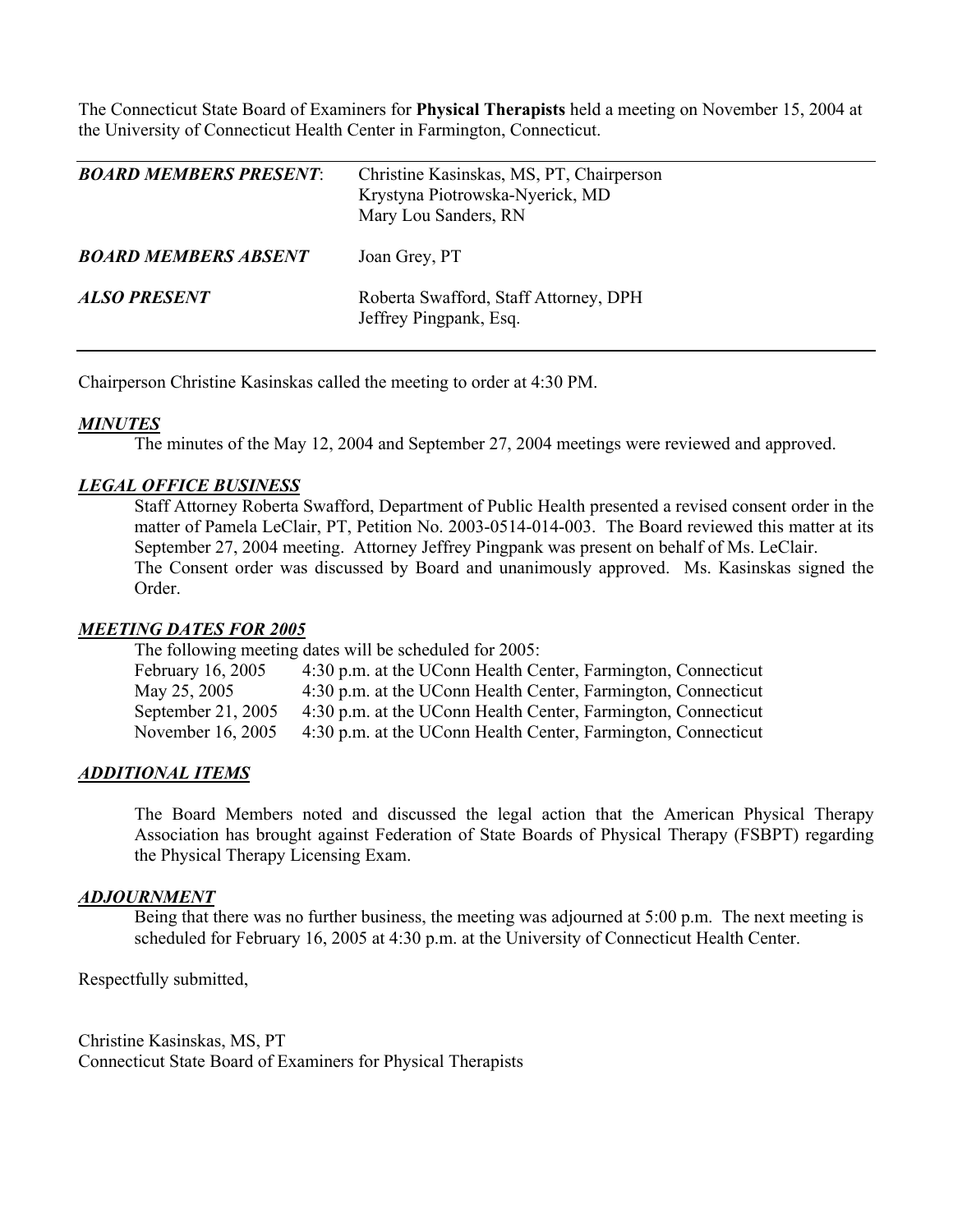The Connecticut State Board of Examiners for **Physical Therapists** held a meeting on November 15, 2004 at the University of Connecticut Health Center in Farmington, Connecticut.

| | |
|---|---|
| ***BOARD MEMBERS PRESENT***: | Christine Kasinskas, MS, PT, Chairperson<br>Krystyna Piotrowska-Nyerick, MD<br>Mary Lou Sanders, RN |
| ***BOARD MEMBERS ABSENT*** | Joan Grey, PT |
| ***ALSO PRESENT*** | Roberta Swafford, Staff Attorney, DPH<br>Jeffrey Pingpank, Esq. |

Chairperson Christine Kasinskas called the meeting to order at 4:30 PM.

***MINUTES***

The minutes of the May 12, 2004 and September 27, 2004 meetings were reviewed and approved.

***LEGAL OFFICE BUSINESS***

Staff Attorney Roberta Swafford, Department of Public Health presented a revised consent order in the matter of Pamela LeClair, PT, Petition No. 2003-0514-014-003. The Board reviewed this matter at its September 27, 2004 meeting. Attorney Jeffrey Pingpank was present on behalf of Ms. LeClair. The Consent order was discussed by Board and unanimously approved. Ms. Kasinskas signed the Order.

***MEETING DATES FOR 2005***

The following meeting dates will be scheduled for 2005:

| | |
|---|---|
| February 16, 2005 | 4:30 p.m. at the UConn Health Center, Farmington, Connecticut |
| May 25, 2005 | 4:30 p.m. at the UConn Health Center, Farmington, Connecticut |
| September 21, 2005 | 4:30 p.m. at the UConn Health Center, Farmington, Connecticut |
| November 16, 2005 | 4:30 p.m. at the UConn Health Center, Farmington, Connecticut |

***ADDITIONAL ITEMS***

The Board Members noted and discussed the legal action that the American Physical Therapy Association has brought against Federation of State Boards of Physical Therapy (FSBPT) regarding the Physical Therapy Licensing Exam.

***ADJOURNMENT***

Being that there was no further business, the meeting was adjourned at 5:00 p.m. The next meeting is scheduled for February 16, 2005 at 4:30 p.m. at the University of Connecticut Health Center.

Respectfully submitted,

Christine Kasinskas, MS, PT
Connecticut State Board of Examiners for Physical Therapists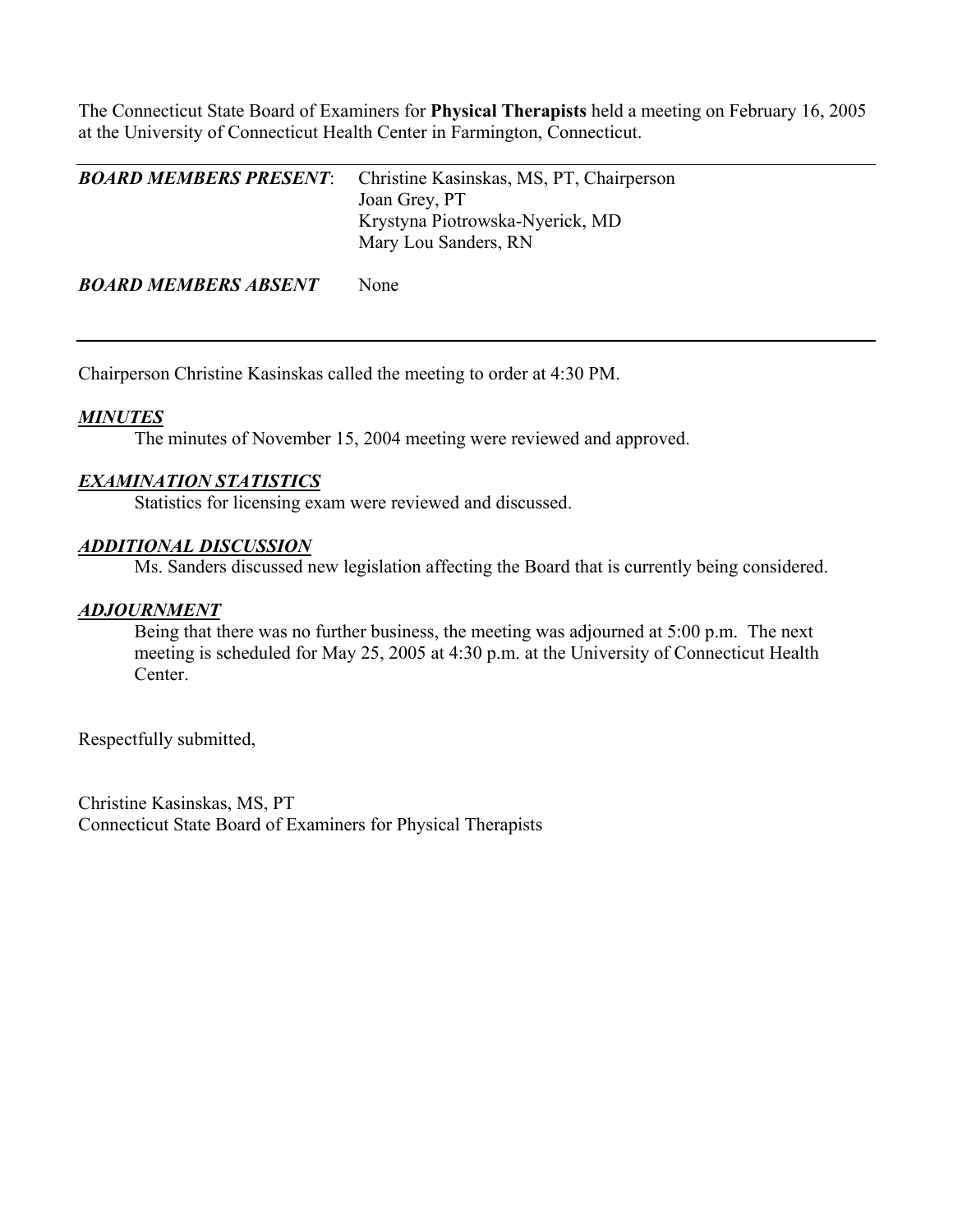The Connecticut State Board of Examiners for **Physical Therapists** held a meeting on February 16, 2005 at the University of Connecticut Health Center in Farmington, Connecticut.

---

| | |
|---|---|
| ***BOARD MEMBERS PRESENT***: | Christine Kasinskas, MS, PT, Chairperson<br>Joan Grey, PT<br>Krystyna Piotrowska-Nyerick, MD<br>Mary Lou Sanders, RN |
| ***BOARD MEMBERS ABSENT*** | None |

---

Chairperson Christine Kasinskas called the meeting to order at 4:30 PM.

***MINUTES***

The minutes of November 15, 2004 meeting were reviewed and approved.

***EXAMINATION STATISTICS***

Statistics for licensing exam were reviewed and discussed.

***ADDITIONAL DISCUSSION***

Ms. Sanders discussed new legislation affecting the Board that is currently being considered.

***ADJOURNMENT***

Being that there was no further business, the meeting was adjourned at 5:00 p.m. The next meeting is scheduled for May 25, 2005 at 4:30 p.m. at the University of Connecticut Health Center.

Respectfully submitted,

Christine Kasinskas, MS, PT
Connecticut State Board of Examiners for Physical Therapists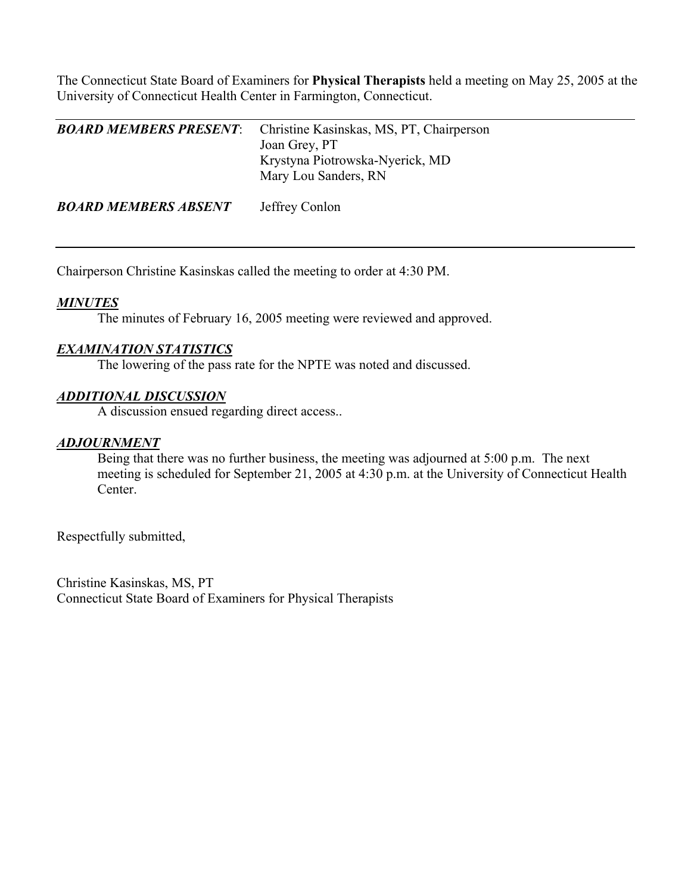The Connecticut State Board of Examiners for **Physical Therapists** held a meeting on May 25, 2005 at the University of Connecticut Health Center in Farmington, Connecticut.

| | |
|---|---|
| ***BOARD MEMBERS PRESENT***: | Christine Kasinskas, MS, PT, Chairperson<br>Joan Grey, PT<br>Krystyna Piotrowska-Nyerick, MD<br>Mary Lou Sanders, RN |
| ***BOARD MEMBERS ABSENT*** | Jeffrey Conlon |

Chairperson Christine Kasinskas called the meeting to order at 4:30 PM.

***MINUTES***

The minutes of February 16, 2005 meeting were reviewed and approved.

***EXAMINATION STATISTICS***

The lowering of the pass rate for the NPTE was noted and discussed.

***ADDITIONAL DISCUSSION***

A discussion ensued regarding direct access..

***ADJOURNMENT***

Being that there was no further business, the meeting was adjourned at 5:00 p.m. The next meeting is scheduled for September 21, 2005 at 4:30 p.m. at the University of Connecticut Health Center.

Respectfully submitted,

Christine Kasinskas, MS, PT
Connecticut State Board of Examiners for Physical Therapists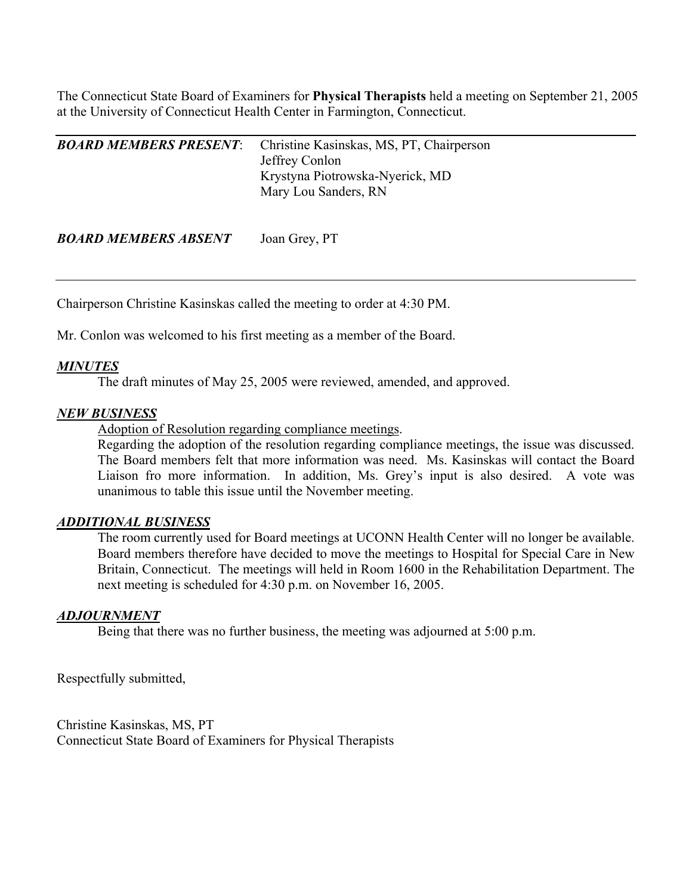The Connecticut State Board of Examiners for **Physical Therapists** held a meeting on September 21, 2005 at the University of Connecticut Health Center in Farmington, Connecticut.

| | |
|---|---|
| ***BOARD MEMBERS PRESENT***: | Christine Kasinskas, MS, PT, Chairperson<br>Jeffrey Conlon<br>Krystyna Piotrowska-Nyerick, MD<br>Mary Lou Sanders, RN |
| ***BOARD MEMBERS ABSENT*** | Joan Grey, PT |

Chairperson Christine Kasinskas called the meeting to order at 4:30 PM.

Mr. Conlon was welcomed to his first meeting as a member of the Board.

***MINUTES***

The draft minutes of May 25, 2005 were reviewed, amended, and approved.

***NEW BUSINESS***

Adoption of Resolution regarding compliance meetings.

Regarding the adoption of the resolution regarding compliance meetings, the issue was discussed. The Board members felt that more information was need. Ms. Kasinskas will contact the Board Liaison fro more information. In addition, Ms. Grey's input is also desired. A vote was unanimous to table this issue until the November meeting.

***ADDITIONAL BUSINESS***

The room currently used for Board meetings at UCONN Health Center will no longer be available. Board members therefore have decided to move the meetings to Hospital for Special Care in New Britain, Connecticut. The meetings will held in Room 1600 in the Rehabilitation Department. The next meeting is scheduled for 4:30 p.m. on November 16, 2005.

***ADJOURNMENT***

Being that there was no further business, the meeting was adjourned at 5:00 p.m.

Respectfully submitted,

Christine Kasinskas, MS, PT
Connecticut State Board of Examiners for Physical Therapists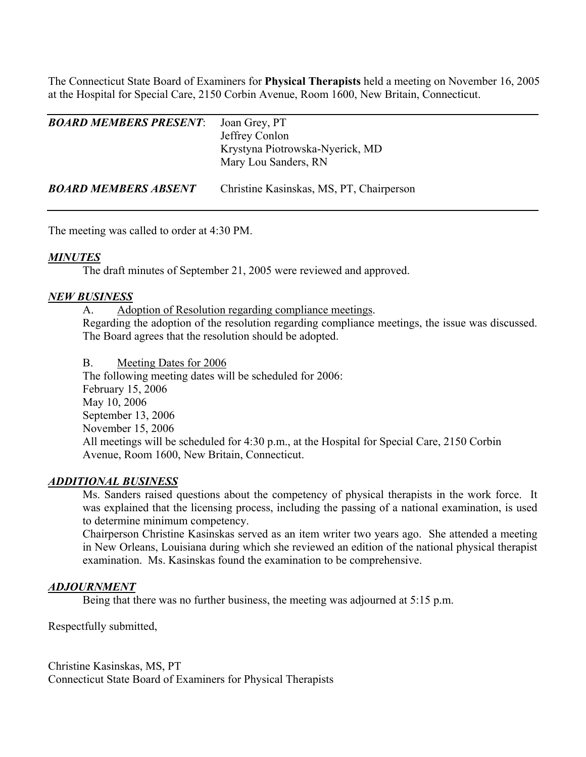The Connecticut State Board of Examiners for **Physical Therapists** held a meeting on November 16, 2005 at the Hospital for Special Care, 2150 Corbin Avenue, Room 1600, New Britain, Connecticut.

| | |
|---|---|
| ***BOARD MEMBERS PRESENT*:** | Joan Grey, PT<br>Jeffrey Conlon<br>Krystyna Piotrowska-Nyerick, MD<br>Mary Lou Sanders, RN |
| ***BOARD MEMBERS ABSENT*** | Christine Kasinskas, MS, PT, Chairperson |

The meeting was called to order at 4:30 PM.

***MINUTES***

The draft minutes of September 21, 2005 were reviewed and approved.

***NEW BUSINESS***

A. Adoption of Resolution regarding compliance meetings.

Regarding the adoption of the resolution regarding compliance meetings, the issue was discussed. The Board agrees that the resolution should be adopted.

B. Meeting Dates for 2006

The following meeting dates will be scheduled for 2006:

February 15, 2006
May 10, 2006
September 13, 2006
November 15, 2006

All meetings will be scheduled for 4:30 p.m., at the Hospital for Special Care, 2150 Corbin Avenue, Room 1600, New Britain, Connecticut.

***ADDITIONAL BUSINESS***

Ms. Sanders raised questions about the competency of physical therapists in the work force. It was explained that the licensing process, including the passing of a national examination, is used to determine minimum competency.

Chairperson Christine Kasinskas served as an item writer two years ago. She attended a meeting in New Orleans, Louisiana during which she reviewed an edition of the national physical therapist examination. Ms. Kasinskas found the examination to be comprehensive.

***ADJOURNMENT***

Being that there was no further business, the meeting was adjourned at 5:15 p.m.

Respectfully submitted,

Christine Kasinskas, MS, PT
Connecticut State Board of Examiners for Physical Therapists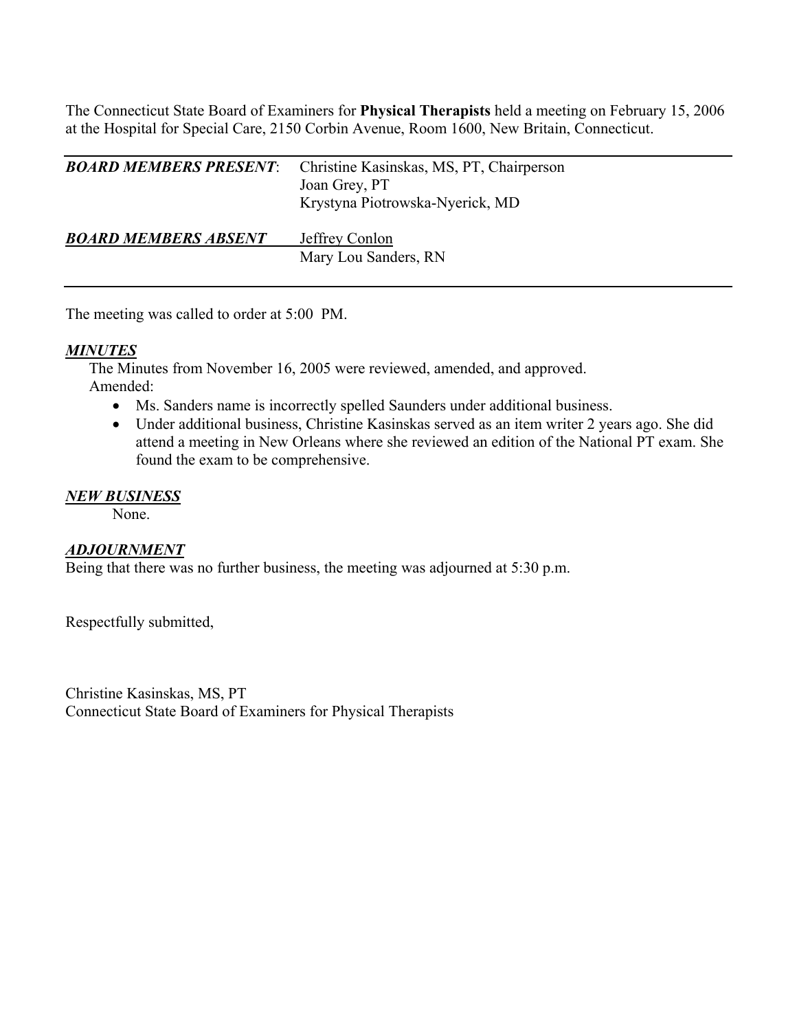The Connecticut State Board of Examiners for **Physical Therapists** held a meeting on February 15, 2006 at the Hospital for Special Care, 2150 Corbin Avenue, Room 1600, New Britain, Connecticut.

| | |
|---|---|
| ***BOARD MEMBERS PRESENT***: | Christine Kasinskas, MS, PT, Chairperson<br>Joan Grey, PT<br>Krystyna Piotrowska-Nyerick, MD |
| ***BOARD MEMBERS ABSENT*** | Jeffrey Conlon<br>Mary Lou Sanders, RN |

The meeting was called to order at 5:00 PM.

***MINUTES***

The Minutes from November 16, 2005 were reviewed, amended, and approved.
Amended:

- Ms. Sanders name is incorrectly spelled Saunders under additional business.
- Under additional business, Christine Kasinskas served as an item writer 2 years ago. She did attend a meeting in New Orleans where she reviewed an edition of the National PT exam. She found the exam to be comprehensive.

***NEW BUSINESS***

None.

***ADJOURNMENT***

Being that there was no further business, the meeting was adjourned at 5:30 p.m.

Respectfully submitted,

Christine Kasinskas, MS, PT
Connecticut State Board of Examiners for Physical Therapists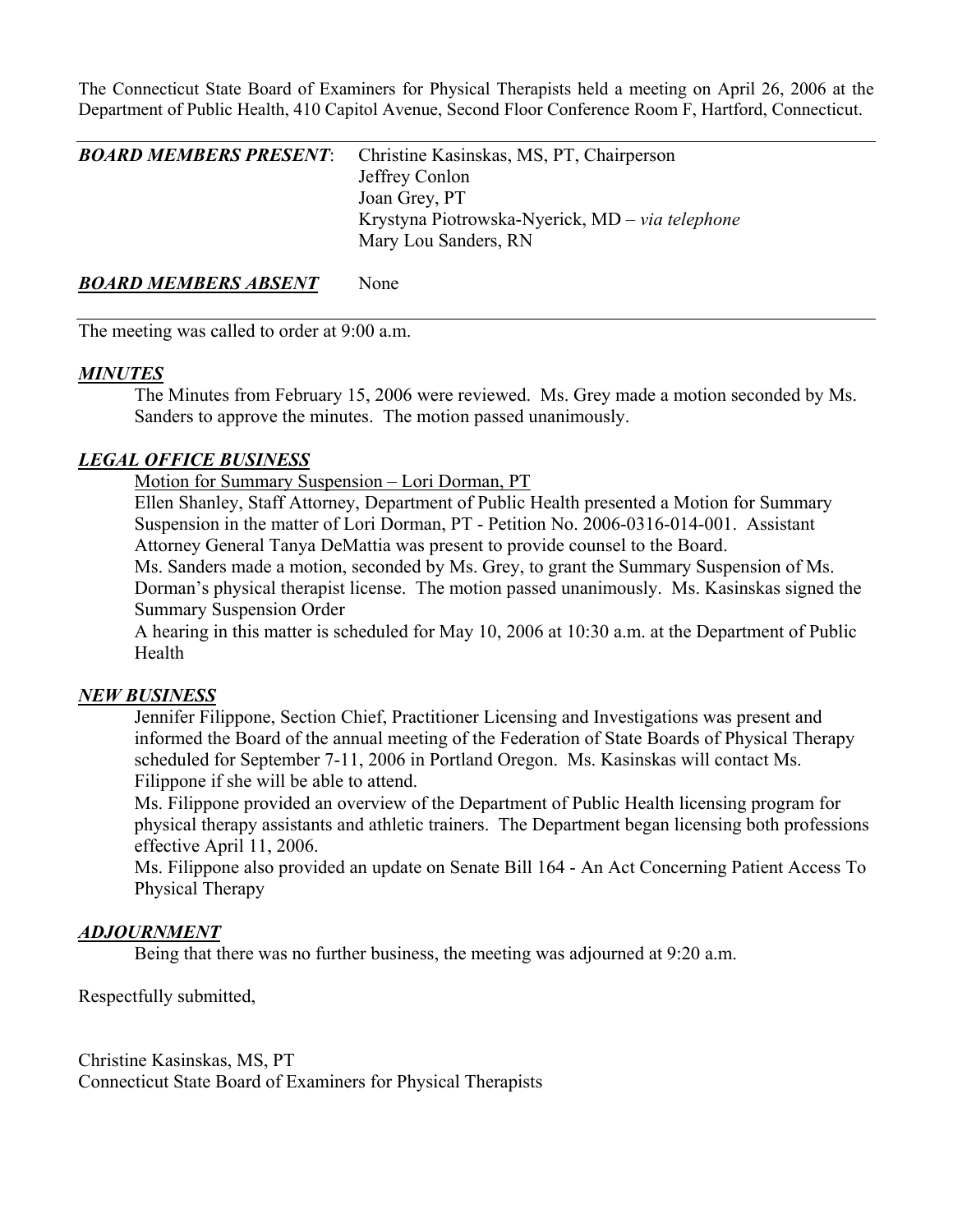The Connecticut State Board of Examiners for Physical Therapists held a meeting on April 26, 2006 at the Department of Public Health, 410 Capitol Avenue, Second Floor Conference Room F, Hartford, Connecticut.

---

***BOARD MEMBERS PRESENT***: Christine Kasinskas, MS, PT, Chairperson
Jeffrey Conlon
Joan Grey, PT
Krystyna Piotrowska-Nyerick, MD – *via telephone*
Mary Lou Sanders, RN

***BOARD MEMBERS ABSENT*** None

---

The meeting was called to order at 9:00 a.m.

***MINUTES***

The Minutes from February 15, 2006 were reviewed. Ms. Grey made a motion seconded by Ms. Sanders to approve the minutes. The motion passed unanimously.

***LEGAL OFFICE BUSINESS***

Motion for Summary Suspension – Lori Dorman, PT

Ellen Shanley, Staff Attorney, Department of Public Health presented a Motion for Summary Suspension in the matter of Lori Dorman, PT - Petition No. 2006-0316-014-001. Assistant Attorney General Tanya DeMattia was present to provide counsel to the Board.

Ms. Sanders made a motion, seconded by Ms. Grey, to grant the Summary Suspension of Ms. Dorman's physical therapist license. The motion passed unanimously. Ms. Kasinskas signed the Summary Suspension Order

A hearing in this matter is scheduled for May 10, 2006 at 10:30 a.m. at the Department of Public Health

***NEW BUSINESS***

Jennifer Filippone, Section Chief, Practitioner Licensing and Investigations was present and informed the Board of the annual meeting of the Federation of State Boards of Physical Therapy scheduled for September 7-11, 2006 in Portland Oregon. Ms. Kasinskas will contact Ms. Filippone if she will be able to attend.

Ms. Filippone provided an overview of the Department of Public Health licensing program for physical therapy assistants and athletic trainers. The Department began licensing both professions effective April 11, 2006.

Ms. Filippone also provided an update on Senate Bill 164 - An Act Concerning Patient Access To Physical Therapy

***ADJOURNMENT***

Being that there was no further business, the meeting was adjourned at 9:20 a.m.

Respectfully submitted,

Christine Kasinskas, MS, PT
Connecticut State Board of Examiners for Physical Therapists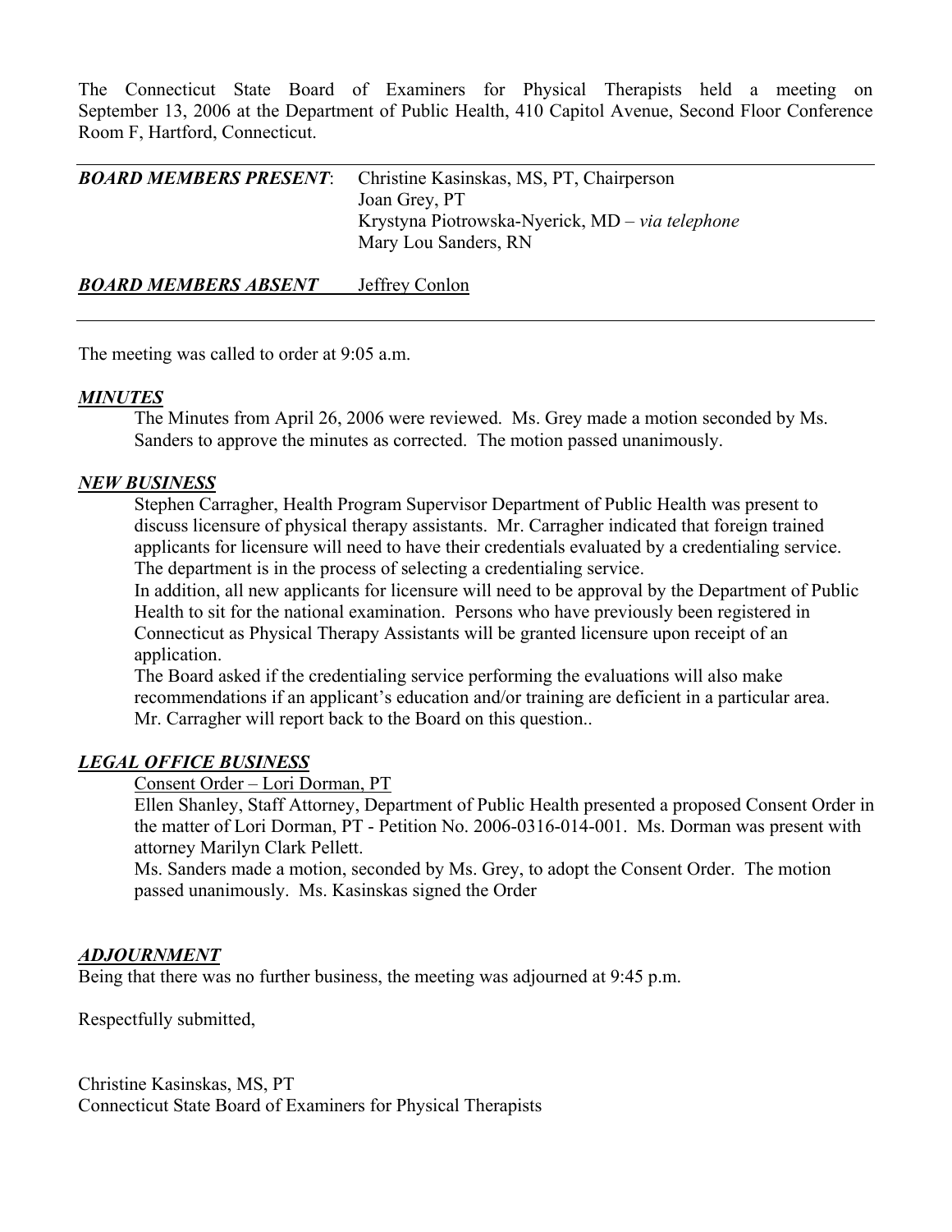The Connecticut State Board of Examiners for Physical Therapists held a meeting on September 13, 2006 at the Department of Public Health, 410 Capitol Avenue, Second Floor Conference Room F, Hartford, Connecticut.

| | |
|---|---|
| ***BOARD MEMBERS PRESENT***: | Christine Kasinskas, MS, PT, Chairperson<br>Joan Grey, PT<br>Krystyna Piotrowska-Nyerick, MD – *via telephone*<br>Mary Lou Sanders, RN |
| ***BOARD MEMBERS ABSENT*** | Jeffrey Conlon |

The meeting was called to order at 9:05 a.m.

***MINUTES***

The Minutes from April 26, 2006 were reviewed. Ms. Grey made a motion seconded by Ms. Sanders to approve the minutes as corrected. The motion passed unanimously.

***NEW BUSINESS***

Stephen Carragher, Health Program Supervisor Department of Public Health was present to discuss licensure of physical therapy assistants. Mr. Carragher indicated that foreign trained applicants for licensure will need to have their credentials evaluated by a credentialing service. The department is in the process of selecting a credentialing service.

In addition, all new applicants for licensure will need to be approval by the Department of Public Health to sit for the national examination. Persons who have previously been registered in Connecticut as Physical Therapy Assistants will be granted licensure upon receipt of an application.

The Board asked if the credentialing service performing the evaluations will also make recommendations if an applicant's education and/or training are deficient in a particular area. Mr. Carragher will report back to the Board on this question..

***LEGAL OFFICE BUSINESS***

Consent Order – Lori Dorman, PT

Ellen Shanley, Staff Attorney, Department of Public Health presented a proposed Consent Order in the matter of Lori Dorman, PT - Petition No. 2006-0316-014-001. Ms. Dorman was present with attorney Marilyn Clark Pellett.

Ms. Sanders made a motion, seconded by Ms. Grey, to adopt the Consent Order. The motion passed unanimously. Ms. Kasinskas signed the Order

***ADJOURNMENT***

Being that there was no further business, the meeting was adjourned at 9:45 p.m.

Respectfully submitted,

Christine Kasinskas, MS, PT
Connecticut State Board of Examiners for Physical Therapists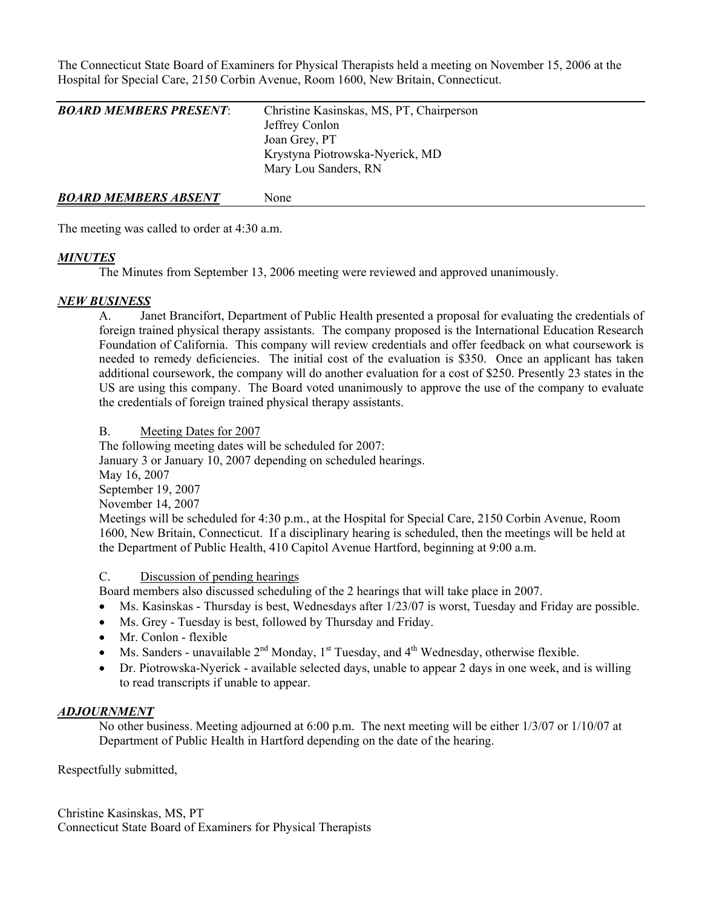The Connecticut State Board of Examiners for Physical Therapists held a meeting on November 15, 2006 at the Hospital for Special Care, 2150 Corbin Avenue, Room 1600, New Britain, Connecticut.

| | |
|---|---|
| ***BOARD MEMBERS PRESENT***: | Christine Kasinskas, MS, PT, Chairperson<br>Jeffrey Conlon<br>Joan Grey, PT<br>Krystyna Piotrowska-Nyerick, MD<br>Mary Lou Sanders, RN |
| ***BOARD MEMBERS ABSENT*** | None |

The meeting was called to order at 4:30 a.m.

***MINUTES***

The Minutes from September 13, 2006 meeting were reviewed and approved unanimously.

***NEW BUSINESS***

A. Janet Brancifort, Department of Public Health presented a proposal for evaluating the credentials of foreign trained physical therapy assistants. The company proposed is the International Education Research Foundation of California. This company will review credentials and offer feedback on what coursework is needed to remedy deficiencies. The initial cost of the evaluation is $350. Once an applicant has taken additional coursework, the company will do another evaluation for a cost of $250. Presently 23 states in the US are using this company. The Board voted unanimously to approve the use of the company to evaluate the credentials of foreign trained physical therapy assistants.

B. Meeting Dates for 2007

The following meeting dates will be scheduled for 2007:
January 3 or January 10, 2007 depending on scheduled hearings.
May 16, 2007
September 19, 2007
November 14, 2007
Meetings will be scheduled for 4:30 p.m., at the Hospital for Special Care, 2150 Corbin Avenue, Room 1600, New Britain, Connecticut. If a disciplinary hearing is scheduled, then the meetings will be held at the Department of Public Health, 410 Capitol Avenue Hartford, beginning at 9:00 a.m.

C. Discussion of pending hearings

Board members also discussed scheduling of the 2 hearings that will take place in 2007.

- Ms. Kasinskas - Thursday is best, Wednesdays after 1/23/07 is worst, Tuesday and Friday are possible.
- Ms. Grey - Tuesday is best, followed by Thursday and Friday.
- Mr. Conlon - flexible
- Ms. Sanders - unavailable 2nd Monday, 1st Tuesday, and 4th Wednesday, otherwise flexible.
- Dr. Piotrowska-Nyerick - available selected days, unable to appear 2 days in one week, and is willing to read transcripts if unable to appear.

***ADJOURNMENT***

No other business. Meeting adjourned at 6:00 p.m. The next meeting will be either 1/3/07 or 1/10/07 at Department of Public Health in Hartford depending on the date of the hearing.

Respectfully submitted,

Christine Kasinskas, MS, PT
Connecticut State Board of Examiners for Physical Therapists